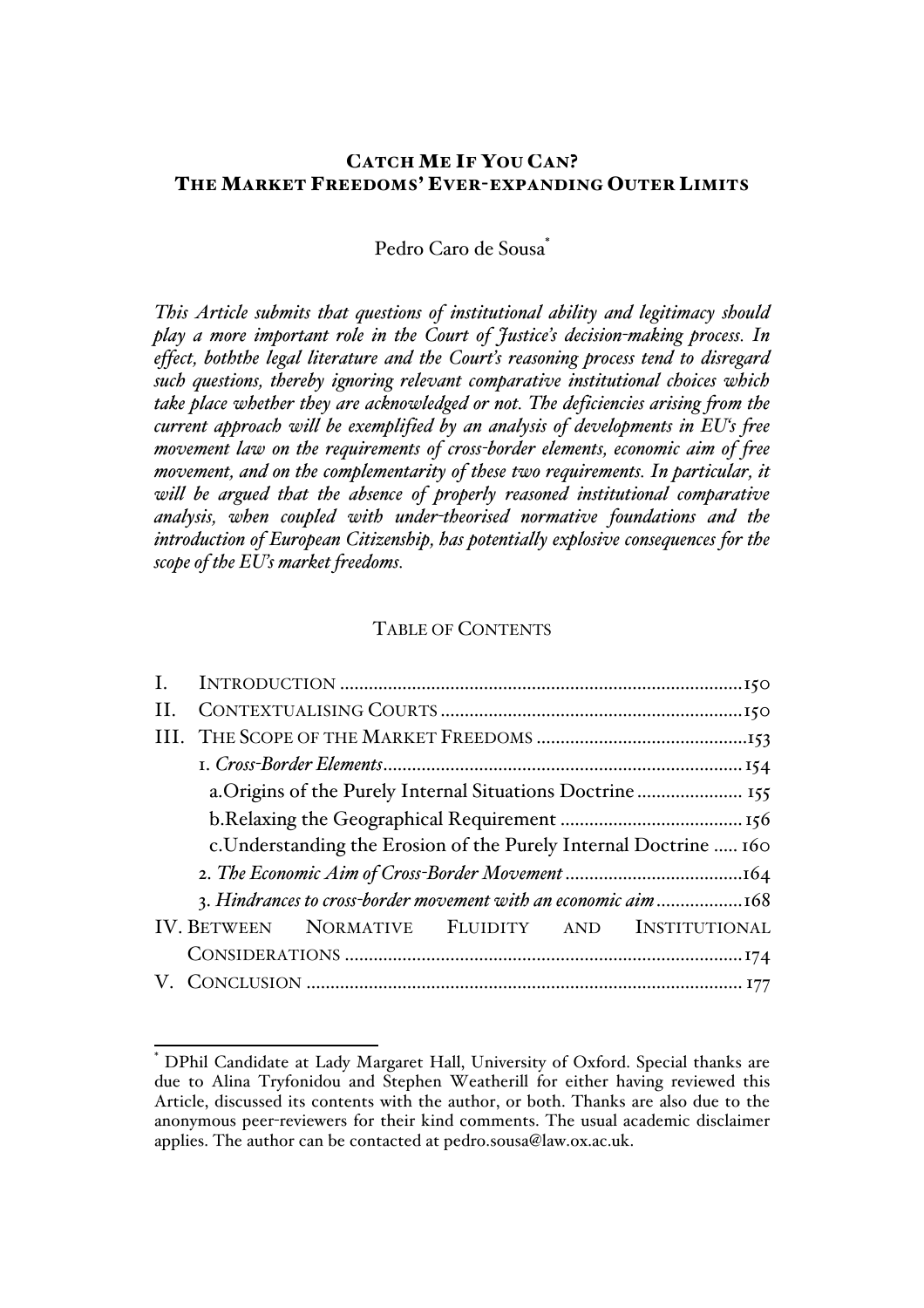# CATCH ME IF YOU CAN?
# THE MARKET FREEDOMS' EVER-EXPANDING OUTER LIMITS

Pedro Caro de Sousa[*]

*This Article submits that questions of institutional ability and legitimacy should play a more important role in the Court of Justice's decision-making process. In effect, boththe legal literature and the Court's reasoning process tend to disregard such questions, thereby ignoring relevant comparative institutional choices which take place whether they are acknowledged or not. The deficiencies arising from the current approach will be exemplified by an analysis of developments in EU's free movement law on the requirements of cross-border elements, economic aim of free movement, and on the complementarity of these two requirements. In particular, it will be argued that the absence of properly reasoned institutional comparative analysis, when coupled with under-theorised normative foundations and the introduction of European Citizenship, has potentially explosive consequences for the scope of the EU's market freedoms.*

## TABLE OF CONTENTS

- I. INTRODUCTION .......... 150
- II. CONTEXTUALISING COURTS .......... 150
- III. THE SCOPE OF THE MARKET FREEDOMS .......... 153
  - 1. *Cross-Border Elements* .......... 154
    - a. Origins of the Purely Internal Situations Doctrine .......... 155
    - b. Relaxing the Geographical Requirement .......... 156
    - c. Understanding the Erosion of the Purely Internal Doctrine .......... 160
  - 2. *The Economic Aim of Cross-Border Movement* .......... 164
  - 3. *Hindrances to cross-border movement with an economic aim* .......... 168
- IV. BETWEEN NORMATIVE FLUIDITY AND INSTITUTIONAL CONSIDERATIONS .......... 174
- V. CONCLUSION .......... 177

---

[*] DPhil Candidate at Lady Margaret Hall, University of Oxford. Special thanks are due to Alina Tryfonidou and Stephen Weatherill for either having reviewed this Article, discussed its contents with the author, or both. Thanks are also due to the anonymous peer-reviewers for their kind comments. The usual academic disclaimer applies. The author can be contacted at pedro.sousa@law.ox.ac.uk.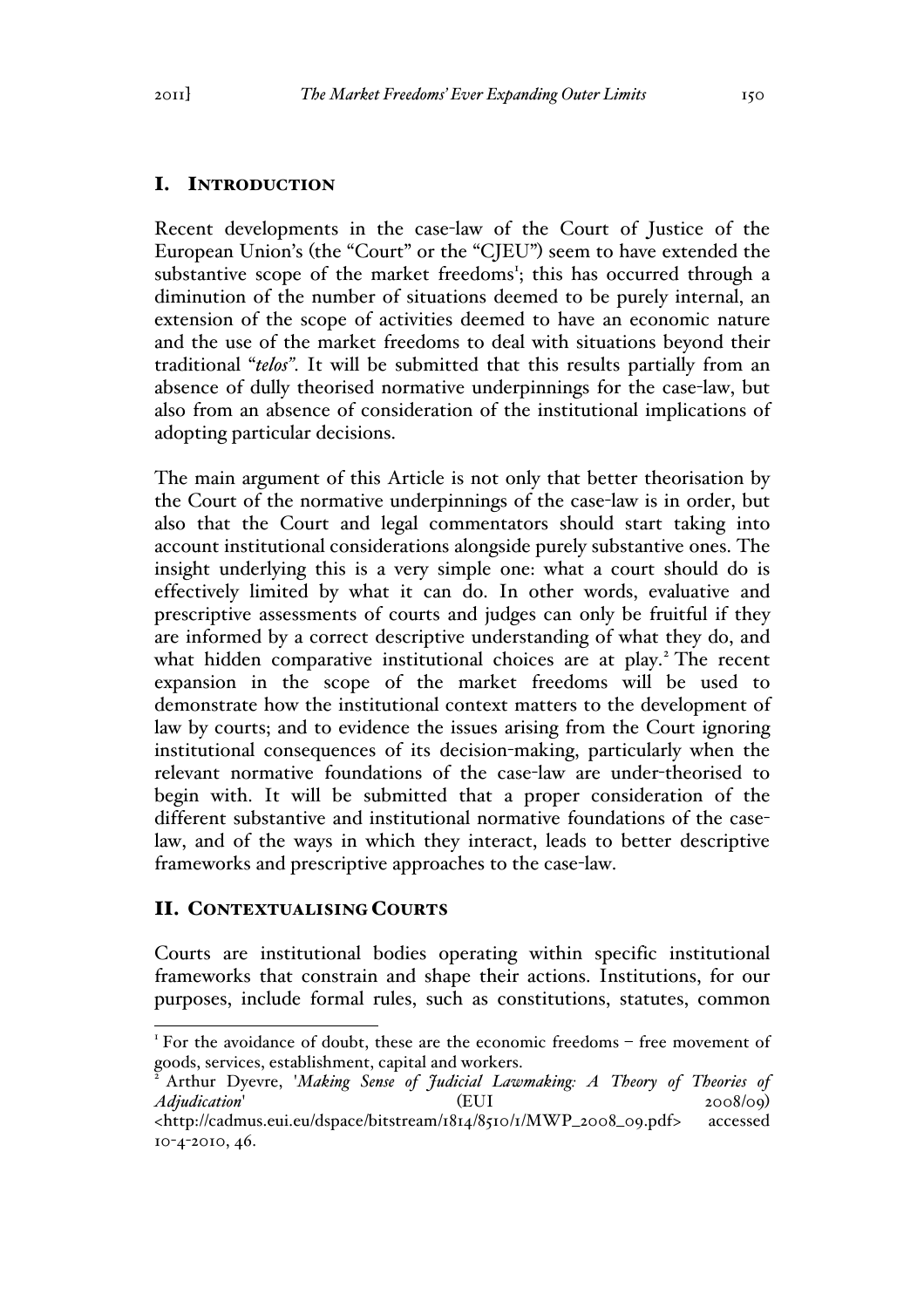## I. INTRODUCTION

Recent developments in the case-law of the Court of Justice of the European Union's (the "Court" or the "CJEU") seem to have extended the substantive scope of the market freedoms[1]; this has occurred through a diminution of the number of situations deemed to be purely internal, an extension of the scope of activities deemed to have an economic nature and the use of the market freedoms to deal with situations beyond their traditional "*telos*". It will be submitted that this results partially from an absence of dully theorised normative underpinnings for the case-law, but also from an absence of consideration of the institutional implications of adopting particular decisions.

The main argument of this Article is not only that better theorisation by the Court of the normative underpinnings of the case-law is in order, but also that the Court and legal commentators should start taking into account institutional considerations alongside purely substantive ones. The insight underlying this is a very simple one: what a court should do is effectively limited by what it can do. In other words, evaluative and prescriptive assessments of courts and judges can only be fruitful if they are informed by a correct descriptive understanding of what they do, and what hidden comparative institutional choices are at play.[2] The recent expansion in the scope of the market freedoms will be used to demonstrate how the institutional context matters to the development of law by courts; and to evidence the issues arising from the Court ignoring institutional consequences of its decision-making, particularly when the relevant normative foundations of the case-law are under-theorised to begin with. It will be submitted that a proper consideration of the different substantive and institutional normative foundations of the case-law, and of the ways in which they interact, leads to better descriptive frameworks and prescriptive approaches to the case-law.

## II. CONTEXTUALISING COURTS

Courts are institutional bodies operating within specific institutional frameworks that constrain and shape their actions. Institutions, for our purposes, include formal rules, such as constitutions, statutes, common

---

[1] For the avoidance of doubt, these are the economic freedoms – free movement of goods, services, establishment, capital and workers.

[2] Arthur Dyevre, '*Making Sense of Judicial Lawmaking: A Theory of Theories of Adjudication*' (EUI 2008/09) <http://cadmus.eui.eu/dspace/bitstream/1814/8510/1/MWP_2008_09.pdf> accessed 10-4-2010, 46.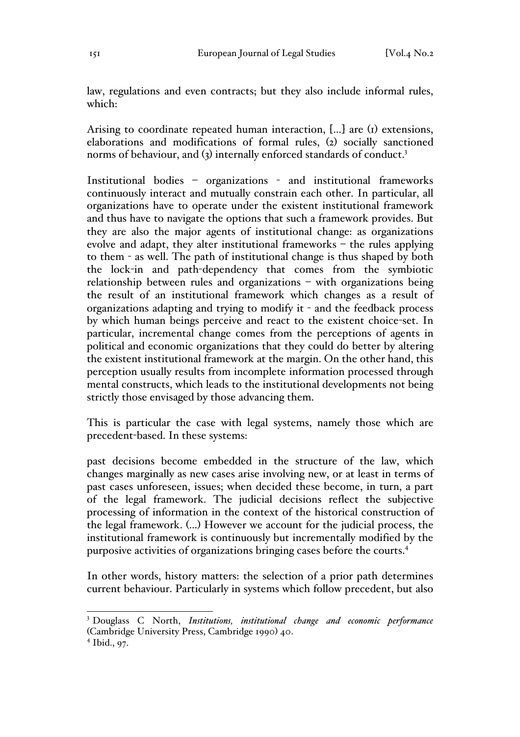law, regulations and even contracts; but they also include informal rules, which:

Arising to coordinate repeated human interaction, [...] are (1) extensions, elaborations and modifications of formal rules, (2) socially sanctioned norms of behaviour, and (3) internally enforced standards of conduct.[3]

Institutional bodies – organizations - and institutional frameworks continuously interact and mutually constrain each other. In particular, all organizations have to operate under the existent institutional framework and thus have to navigate the options that such a framework provides. But they are also the major agents of institutional change: as organizations evolve and adapt, they alter institutional frameworks – the rules applying to them - as well. The path of institutional change is thus shaped by both the lock-in and path-dependency that comes from the symbiotic relationship between rules and organizations – with organizations being the result of an institutional framework which changes as a result of organizations adapting and trying to modify it - and the feedback process by which human beings perceive and react to the existent choice-set. In particular, incremental change comes from the perceptions of agents in political and economic organizations that they could do better by altering the existent institutional framework at the margin. On the other hand, this perception usually results from incomplete information processed through mental constructs, which leads to the institutional developments not being strictly those envisaged by those advancing them.

This is particular the case with legal systems, namely those which are precedent-based. In these systems:

past decisions become embedded in the structure of the law, which changes marginally as new cases arise involving new, or at least in terms of past cases unforeseen, issues; when decided these become, in turn, a part of the legal framework. The judicial decisions reflect the subjective processing of information in the context of the historical construction of the legal framework. (...) However we account for the judicial process, the institutional framework is continuously but incrementally modified by the purposive activities of organizations bringing cases before the courts.[4]

In other words, history matters: the selection of a prior path determines current behaviour. Particularly in systems which follow precedent, but also

---

[3] Douglass C North, *Institutions, institutional change and economic performance* (Cambridge University Press, Cambridge 1990) 40.

[4] Ibid., 97.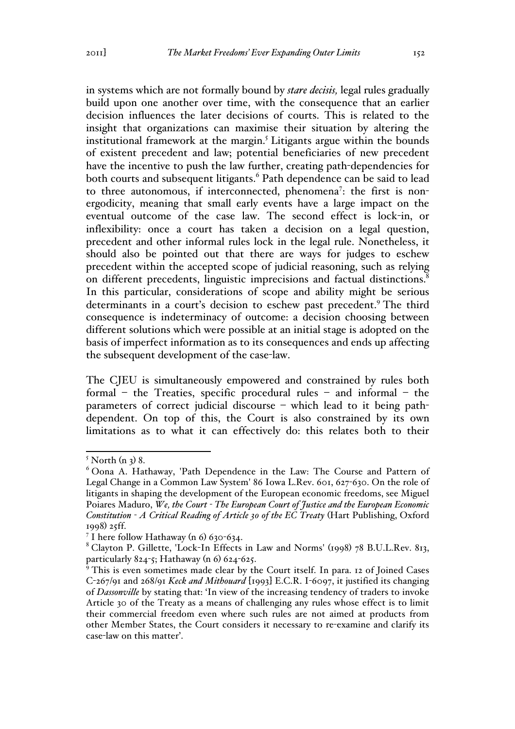in systems which are not formally bound by *stare decisis,* legal rules gradually build upon one another over time, with the consequence that an earlier decision influences the later decisions of courts. This is related to the insight that organizations can maximise their situation by altering the institutional framework at the margin.[5] Litigants argue within the bounds of existent precedent and law; potential beneficiaries of new precedent have the incentive to push the law further, creating path-dependencies for both courts and subsequent litigants.[6] Path dependence can be said to lead to three autonomous, if interconnected, phenomena[7]: the first is non-ergodicity, meaning that small early events have a large impact on the eventual outcome of the case law. The second effect is lock-in, or inflexibility: once a court has taken a decision on a legal question, precedent and other informal rules lock in the legal rule. Nonetheless, it should also be pointed out that there are ways for judges to eschew precedent within the accepted scope of judicial reasoning, such as relying on different precedents, linguistic imprecisions and factual distinctions.[8] In this particular, considerations of scope and ability might be serious determinants in a court's decision to eschew past precedent.[9] The third consequence is indeterminacy of outcome: a decision choosing between different solutions which were possible at an initial stage is adopted on the basis of imperfect information as to its consequences and ends up affecting the subsequent development of the case-law.

The CJEU is simultaneously empowered and constrained by rules both formal – the Treaties, specific procedural rules – and informal – the parameters of correct judicial discourse – which lead to it being path-dependent. On top of this, the Court is also constrained by its own limitations as to what it can effectively do: this relates both to their

---

[5] North (n 3) 8.

[6] Oona A. Hathaway, 'Path Dependence in the Law: The Course and Pattern of Legal Change in a Common Law System' 86 Iowa L.Rev. 601, 627-630. On the role of litigants in shaping the development of the European economic freedoms, see Miguel Poiares Maduro, *We, the Court - The European Court of Justice and the European Economic Constitution - A Critical Reading of Article 30 of the EC Treaty* (Hart Publishing, Oxford 1998) 25ff.

[7] I here follow Hathaway (n 6) 630-634.

[8] Clayton P. Gillette, 'Lock-In Effects in Law and Norms' (1998) 78 B.U.L.Rev. 813, particularly 824-5; Hathaway (n 6) 624-625.

[9] This is even sometimes made clear by the Court itself. In para. 12 of Joined Cases C-267/91 and 268/91 *Keck and Mithouard* [1993] E.C.R. I-6097, it justified its changing of *Dassonville* by stating that: 'In view of the increasing tendency of traders to invoke Article 30 of the Treaty as a means of challenging any rules whose effect is to limit their commercial freedom even where such rules are not aimed at products from other Member States, the Court considers it necessary to re-examine and clarify its case-law on this matter'.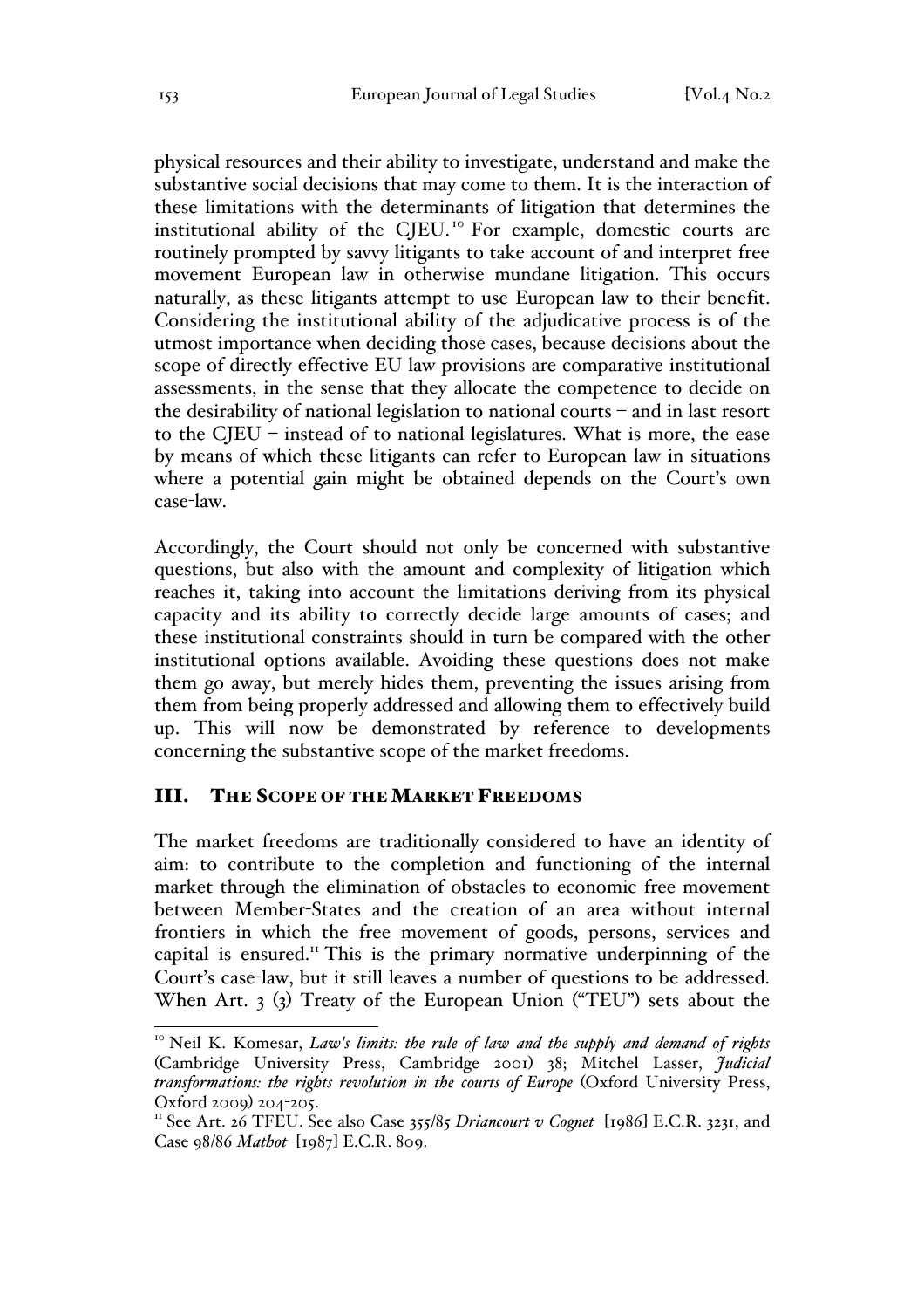physical resources and their ability to investigate, understand and make the substantive social decisions that may come to them. It is the interaction of these limitations with the determinants of litigation that determines the institutional ability of the CJEU.[10] For example, domestic courts are routinely prompted by savvy litigants to take account of and interpret free movement European law in otherwise mundane litigation. This occurs naturally, as these litigants attempt to use European law to their benefit. Considering the institutional ability of the adjudicative process is of the utmost importance when deciding those cases, because decisions about the scope of directly effective EU law provisions are comparative institutional assessments, in the sense that they allocate the competence to decide on the desirability of national legislation to national courts – and in last resort to the CJEU – instead of to national legislatures. What is more, the ease by means of which these litigants can refer to European law in situations where a potential gain might be obtained depends on the Court's own case-law.

Accordingly, the Court should not only be concerned with substantive questions, but also with the amount and complexity of litigation which reaches it, taking into account the limitations deriving from its physical capacity and its ability to correctly decide large amounts of cases; and these institutional constraints should in turn be compared with the other institutional options available. Avoiding these questions does not make them go away, but merely hides them, preventing the issues arising from them from being properly addressed and allowing them to effectively build up. This will now be demonstrated by reference to developments concerning the substantive scope of the market freedoms.

## III. The Scope of the Market Freedoms

The market freedoms are traditionally considered to have an identity of aim: to contribute to the completion and functioning of the internal market through the elimination of obstacles to economic free movement between Member-States and the creation of an area without internal frontiers in which the free movement of goods, persons, services and capital is ensured.[11] This is the primary normative underpinning of the Court's case-law, but it still leaves a number of questions to be addressed. When Art. 3 (3) Treaty of the European Union ("TEU") sets about the

---

[10] Neil K. Komesar, *Law's limits: the rule of law and the supply and demand of rights* (Cambridge University Press, Cambridge 2001) 38; Mitchel Lasser, *Judicial transformations: the rights revolution in the courts of Europe* (Oxford University Press, Oxford 2009) 204-205.

[11] See Art. 26 TFEU. See also Case 355/85 *Driancourt v Cognet* [1986] E.C.R. 3231, and Case 98/86 *Mathot* [1987] E.C.R. 809.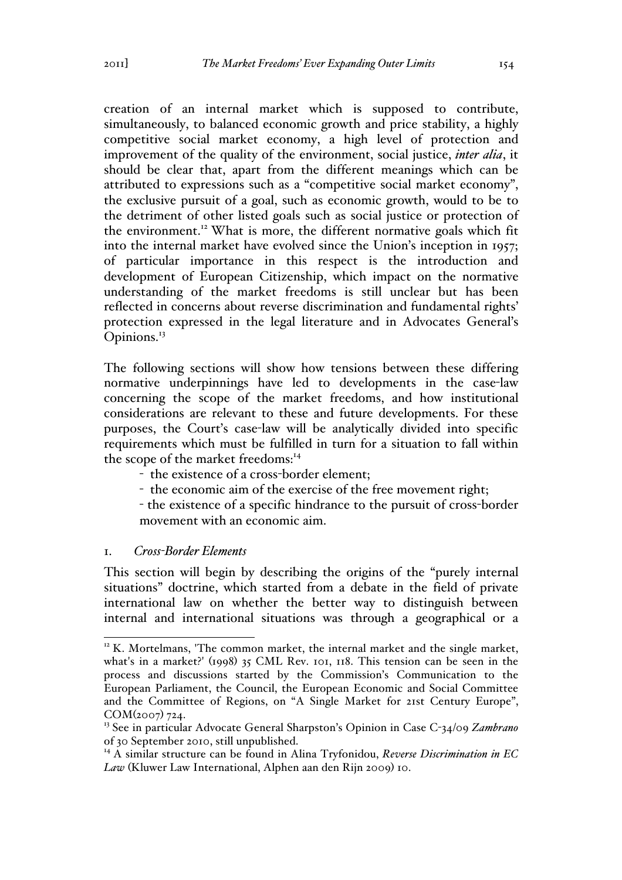creation of an internal market which is supposed to contribute, simultaneously, to balanced economic growth and price stability, a highly competitive social market economy, a high level of protection and improvement of the quality of the environment, social justice, *inter alia*, it should be clear that, apart from the different meanings which can be attributed to expressions such as a "competitive social market economy", the exclusive pursuit of a goal, such as economic growth, would to be to the detriment of other listed goals such as social justice or protection of the environment.[12] What is more, the different normative goals which fit into the internal market have evolved since the Union's inception in 1957; of particular importance in this respect is the introduction and development of European Citizenship, which impact on the normative understanding of the market freedoms is still unclear but has been reflected in concerns about reverse discrimination and fundamental rights' protection expressed in the legal literature and in Advocates General's Opinions.[13]

The following sections will show how tensions between these differing normative underpinnings have led to developments in the case-law concerning the scope of the market freedoms, and how institutional considerations are relevant to these and future developments. For these purposes, the Court's case-law will be analytically divided into specific requirements which must be fulfilled in turn for a situation to fall within the scope of the market freedoms:[14]

- the existence of a cross-border element;
- the economic aim of the exercise of the free movement right;
- the existence of a specific hindrance to the pursuit of cross-border movement with an economic aim.

## 1. *Cross-Border Elements*

This section will begin by describing the origins of the "purely internal situations" doctrine, which started from a debate in the field of private international law on whether the better way to distinguish between internal and international situations was through a geographical or a

---

[12] K. Mortelmans, 'The common market, the internal market and the single market, what's in a market?' (1998) 35 CML Rev. 101, 118. This tension can be seen in the process and discussions started by the Commission's Communication to the European Parliament, the Council, the European Economic and Social Committee and the Committee of Regions, on "A Single Market for 21st Century Europe", COM(2007) 724.

[13] See in particular Advocate General Sharpston's Opinion in Case C-34/09 *Zambrano* of 30 September 2010, still unpublished.

[14] A similar structure can be found in Alina Tryfonidou, *Reverse Discrimination in EC Law* (Kluwer Law International, Alphen aan den Rijn 2009) 10.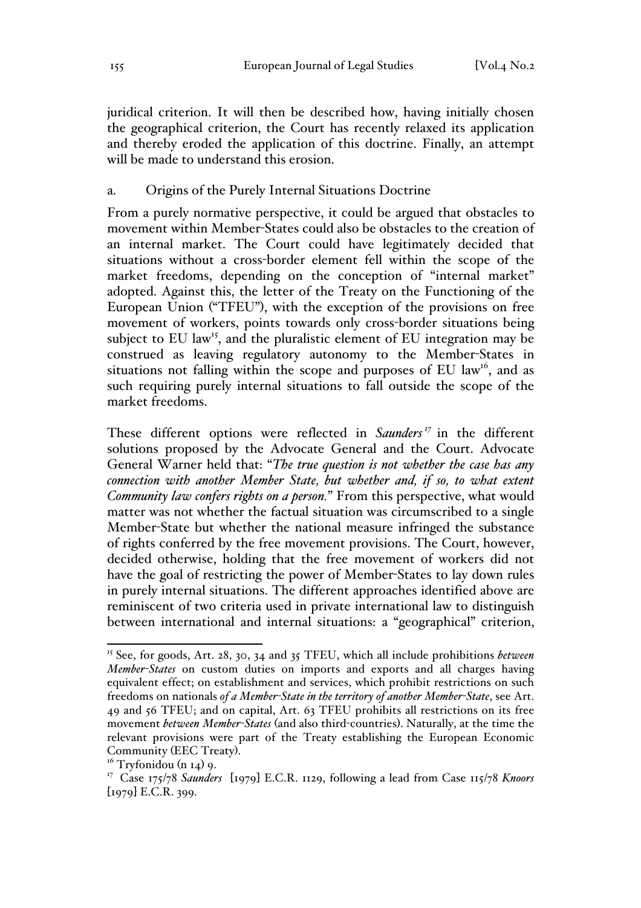juridical criterion. It will then be described how, having initially chosen the geographical criterion, the Court has recently relaxed its application and thereby eroded the application of this doctrine. Finally, an attempt will be made to understand this erosion.

### a. Origins of the Purely Internal Situations Doctrine

From a purely normative perspective, it could be argued that obstacles to movement within Member-States could also be obstacles to the creation of an internal market. The Court could have legitimately decided that situations without a cross-border element fell within the scope of the market freedoms, depending on the conception of "internal market" adopted. Against this, the letter of the Treaty on the Functioning of the European Union ("TFEU"), with the exception of the provisions on free movement of workers, points towards only cross-border situations being subject to EU law[15], and the pluralistic element of EU integration may be construed as leaving regulatory autonomy to the Member-States in situations not falling within the scope and purposes of EU law[16], and as such requiring purely internal situations to fall outside the scope of the market freedoms.

These different options were reflected in *Saunders*[17] in the different solutions proposed by the Advocate General and the Court. Advocate General Warner held that: "*The true question is not whether the case has any connection with another Member State, but whether and, if so, to what extent Community law confers rights on a person.*" From this perspective, what would matter was not whether the factual situation was circumscribed to a single Member-State but whether the national measure infringed the substance of rights conferred by the free movement provisions. The Court, however, decided otherwise, holding that the free movement of workers did not have the goal of restricting the power of Member-States to lay down rules in purely internal situations. The different approaches identified above are reminiscent of two criteria used in private international law to distinguish between international and internal situations: a "geographical" criterion,

---

[15] See, for goods, Art. 28, 30, 34 and 35 TFEU, which all include prohibitions *between Member-States* on custom duties on imports and exports and all charges having equivalent effect; on establishment and services, which prohibit restrictions on such freedoms on nationals *of a Member-State in the territory of another Member-State*, see Art. 49 and 56 TFEU; and on capital, Art. 63 TFEU prohibits all restrictions on its free movement *between Member-States* (and also third-countries). Naturally, at the time the relevant provisions were part of the Treaty establishing the European Economic Community (EEC Treaty).

[16] Tryfonidou (n 14) 9.

[17] Case 175/78 *Saunders* [1979] E.C.R. 1129, following a lead from Case 115/78 *Knoors* [1979] E.C.R. 399.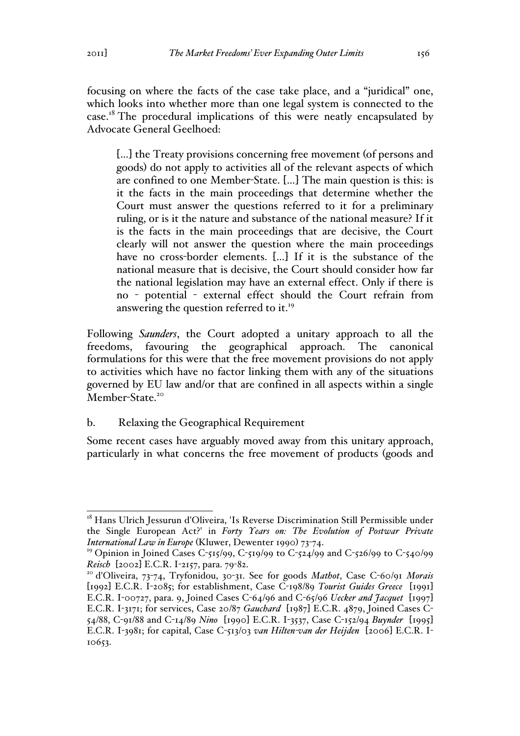focusing on where the facts of the case take place, and a "juridical" one, which looks into whether more than one legal system is connected to the case.[18] The procedural implications of this were neatly encapsulated by Advocate General Geelhoed:

> [...] the Treaty provisions concerning free movement (of persons and goods) do not apply to activities all of the relevant aspects of which are confined to one Member-State. [...] The main question is this: is it the facts in the main proceedings that determine whether the Court must answer the questions referred to it for a preliminary ruling, or is it the nature and substance of the national measure? If it is the facts in the main proceedings that are decisive, the Court clearly will not answer the question where the main proceedings have no cross-border elements. [...] If it is the substance of the national measure that is decisive, the Court should consider how far the national legislation may have an external effect. Only if there is no - potential - external effect should the Court refrain from answering the question referred to it.[19]

Following *Saunders*, the Court adopted a unitary approach to all the freedoms, favouring the geographical approach. The canonical formulations for this were that the free movement provisions do not apply to activities which have no factor linking them with any of the situations governed by EU law and/or that are confined in all aspects within a single Member-State.[20]

b. Relaxing the Geographical Requirement

Some recent cases have arguably moved away from this unitary approach, particularly in what concerns the free movement of products (goods and

---

[18] Hans Ulrich Jessurun d'Oliveira, 'Is Reverse Discrimination Still Permissible under the Single European Act?' in *Forty Years on: The Evolution of Postwar Private International Law in Europe* (Kluwer, Dewenter 1990) 73-74.

[19] Opinion in Joined Cases C-515/99, C-519/99 to C-524/99 and C-526/99 to C-540/99 *Reisch* [2002] E.C.R. I-2157, para. 79-82.

[20] d'Oliveira, 73-74, Tryfonidou, 30-31. See for goods *Mathot*, Case C-60/91 *Morais* [1992] E.C.R. I-2085; for establishment, Case C-198/89 *Tourist Guides Greece* [1991] E.C.R. I-00727, para. 9, Joined Cases C-64/96 and C-65/96 *Uecker and Jacquet* [1997] E.C.R. I-3171; for services, Case 20/87 *Gauchard* [1987] E.C.R. 4879, Joined Cases C-54/88, C-91/88 and C-14/89 *Nino* [1990] E.C.R. I-3537, Case C-152/94 *Buynder* [1995] E.C.R. I-3981; for capital, Case C-513/03 *van Hilten-van der Heijden* [2006] E.C.R. I-10653.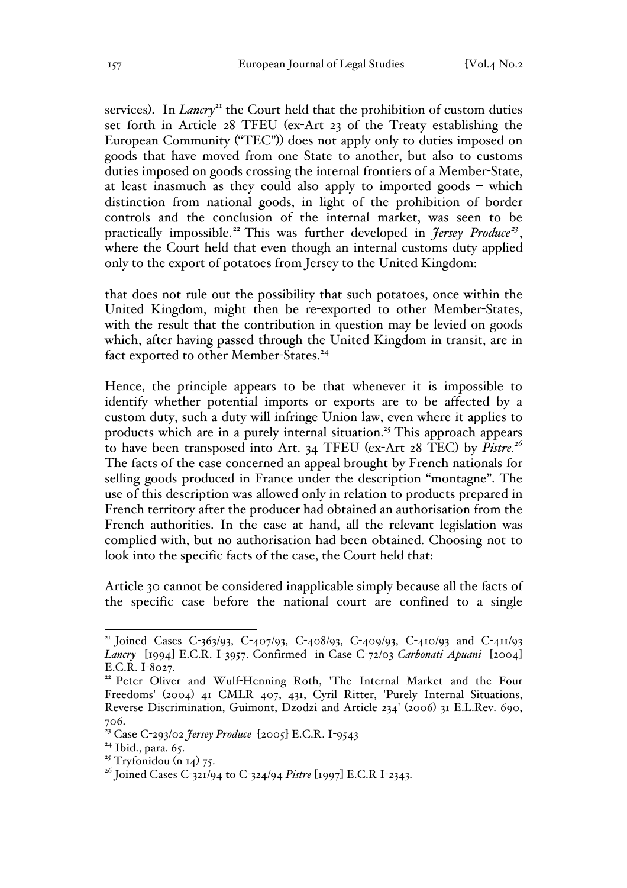services). In *Lancry*[21] the Court held that the prohibition of custom duties set forth in Article 28 TFEU (ex-Art 23 of the Treaty establishing the European Community ("TEC")) does not apply only to duties imposed on goods that have moved from one State to another, but also to customs duties imposed on goods crossing the internal frontiers of a Member-State, at least inasmuch as they could also apply to imported goods – which distinction from national goods, in light of the prohibition of border controls and the conclusion of the internal market, was seen to be practically impossible.[22] This was further developed in *Jersey Produce*[23], where the Court held that even though an internal customs duty applied only to the export of potatoes from Jersey to the United Kingdom:

that does not rule out the possibility that such potatoes, once within the United Kingdom, might then be re-exported to other Member-States, with the result that the contribution in question may be levied on goods which, after having passed through the United Kingdom in transit, are in fact exported to other Member-States.[24]

Hence, the principle appears to be that whenever it is impossible to identify whether potential imports or exports are to be affected by a custom duty, such a duty will infringe Union law, even where it applies to products which are in a purely internal situation.[25] This approach appears to have been transposed into Art. 34 TFEU (ex-Art 28 TEC) by *Pistre*.[26] The facts of the case concerned an appeal brought by French nationals for selling goods produced in France under the description "montagne". The use of this description was allowed only in relation to products prepared in French territory after the producer had obtained an authorisation from the French authorities. In the case at hand, all the relevant legislation was complied with, but no authorisation had been obtained. Choosing not to look into the specific facts of the case, the Court held that:

Article 30 cannot be considered inapplicable simply because all the facts of the specific case before the national court are confined to a single

---

[21] Joined Cases C-363/93, C-407/93, C-408/93, C-409/93, C-410/93 and C-411/93 *Lancry* [1994] E.C.R. I-3957. Confirmed in Case C-72/03 *Carbonati Apuani* [2004] E.C.R. I-8027.

[22] Peter Oliver and Wulf-Henning Roth, 'The Internal Market and the Four Freedoms' (2004) 41 CMLR 407, 431, Cyril Ritter, 'Purely Internal Situations, Reverse Discrimination, Guimont, Dzodzi and Article 234' (2006) 31 E.L.Rev. 690, 706.

[23] Case C-293/02 *Jersey Produce* [2005] E.C.R. I-9543

[24] Ibid., para. 65.

[25] Tryfonidou (n 14) 75.

[26] Joined Cases C-321/94 to C-324/94 *Pistre* [1997] E.C.R I-2343.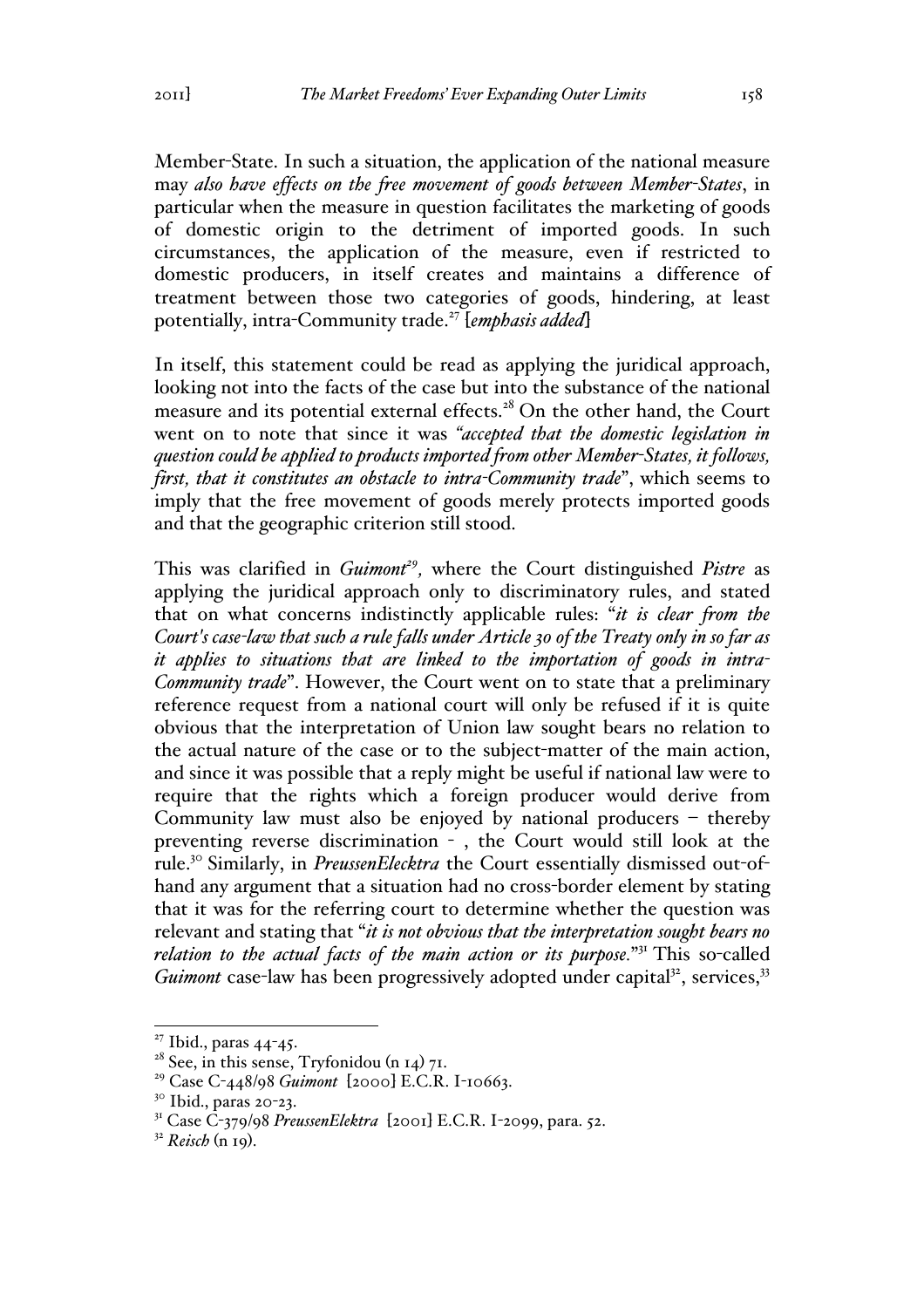Member-State. In such a situation, the application of the national measure may *also have effects on the free movement of goods between Member-States*, in particular when the measure in question facilitates the marketing of goods of domestic origin to the detriment of imported goods. In such circumstances, the application of the measure, even if restricted to domestic producers, in itself creates and maintains a difference of treatment between those two categories of goods, hindering, at least potentially, intra-Community trade.[27] [*emphasis added*]

In itself, this statement could be read as applying the juridical approach, looking not into the facts of the case but into the substance of the national measure and its potential external effects.[28] On the other hand, the Court went on to note that since it was *"accepted that the domestic legislation in question could be applied to products imported from other Member-States, it follows, first, that it constitutes an obstacle to intra-Community trade*", which seems to imply that the free movement of goods merely protects imported goods and that the geographic criterion still stood.

This was clarified in *Guimont*[29], where the Court distinguished *Pistre* as applying the juridical approach only to discriminatory rules, and stated that on what concerns indistinctly applicable rules: "*it is clear from the Court's case-law that such a rule falls under Article 30 of the Treaty only in so far as it applies to situations that are linked to the importation of goods in intra-Community trade*". However, the Court went on to state that a preliminary reference request from a national court will only be refused if it is quite obvious that the interpretation of Union law sought bears no relation to the actual nature of the case or to the subject-matter of the main action, and since it was possible that a reply might be useful if national law were to require that the rights which a foreign producer would derive from Community law must also be enjoyed by national producers – thereby preventing reverse discrimination - , the Court would still look at the rule.[30] Similarly, in *PreussenElecktra* the Court essentially dismissed out-of-hand any argument that a situation had no cross-border element by stating that it was for the referring court to determine whether the question was relevant and stating that "*it is not obvious that the interpretation sought bears no relation to the actual facts of the main action or its purpose.*"[31] This so-called *Guimont* case-law has been progressively adopted under capital[32], services,[33]

---

[27] Ibid., paras 44-45.

[28] See, in this sense, Tryfonidou (n 14) 71.

[29] Case C-448/98 *Guimont* [2000] E.C.R. I-10663.

[30] Ibid., paras 20-23.

[31] Case C-379/98 *PreussenElektra* [2001] E.C.R. I-2099, para. 52.

[32] *Reisch* (n 19).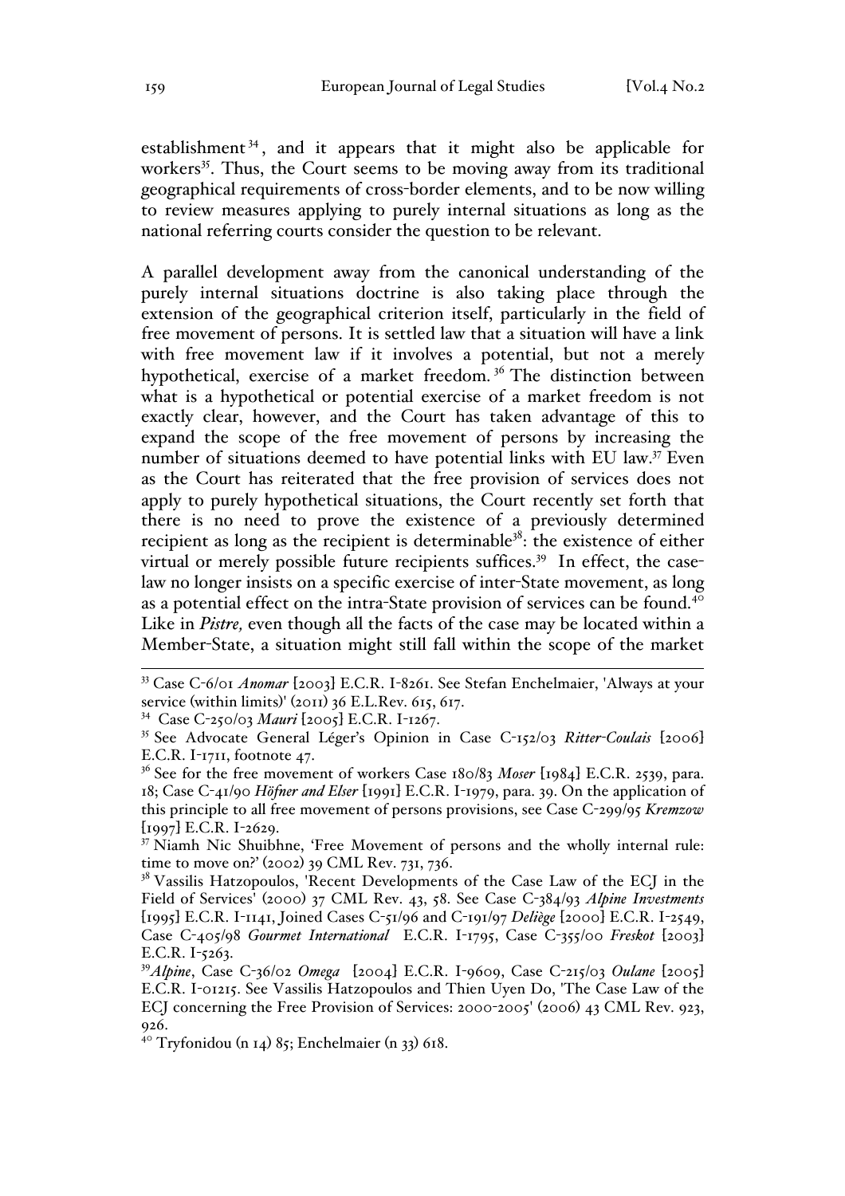establishment[34], and it appears that it might also be applicable for workers[35]. Thus, the Court seems to be moving away from its traditional geographical requirements of cross-border elements, and to be now willing to review measures applying to purely internal situations as long as the national referring courts consider the question to be relevant.

A parallel development away from the canonical understanding of the purely internal situations doctrine is also taking place through the extension of the geographical criterion itself, particularly in the field of free movement of persons. It is settled law that a situation will have a link with free movement law if it involves a potential, but not a merely hypothetical, exercise of a market freedom.[36] The distinction between what is a hypothetical or potential exercise of a market freedom is not exactly clear, however, and the Court has taken advantage of this to expand the scope of the free movement of persons by increasing the number of situations deemed to have potential links with EU law.[37] Even as the Court has reiterated that the free provision of services does not apply to purely hypothetical situations, the Court recently set forth that there is no need to prove the existence of a previously determined recipient as long as the recipient is determinable[38]: the existence of either virtual or merely possible future recipients suffices.[39] In effect, the case-law no longer insists on a specific exercise of inter-State movement, as long as a potential effect on the intra-State provision of services can be found.[40] Like in *Pistre,* even though all the facts of the case may be located within a Member-State, a situation might still fall within the scope of the market

---

[33] Case C-6/01 *Anomar* [2003] E.C.R. I-8261. See Stefan Enchelmaier, 'Always at your service (within limits)' (2011) 36 E.L.Rev. 615, 617.

[34] Case C-250/03 *Mauri* [2005] E.C.R. I-1267.

[35] See Advocate General Léger's Opinion in Case C-152/03 *Ritter-Coulais* [2006] E.C.R. I-1711, footnote 47.

[36] See for the free movement of workers Case 180/83 *Moser* [1984] E.C.R. 2539, para. 18; Case C-41/90 *Höfner and Elser* [1991] E.C.R. I-1979, para. 39. On the application of this principle to all free movement of persons provisions, see Case C-299/95 *Kremzow* [1997] E.C.R. I-2629.

[37] Niamh Nic Shuibhne, 'Free Movement of persons and the wholly internal rule: time to move on?' (2002) 39 CML Rev. 731, 736.

[38] Vassilis Hatzopoulos, 'Recent Developments of the Case Law of the ECJ in the Field of Services' (2000) 37 CML Rev. 43, 58. See Case C-384/93 *Alpine Investments* [1995] E.C.R. I-1141, Joined Cases C-51/96 and C-191/97 *Deliège* [2000] E.C.R. I-2549, Case C-405/98 *Gourmet International* E.C.R. I-1795, Case C-355/00 *Freskot* [2003] E.C.R. I-5263.

[39] *Alpine*, Case C-36/02 *Omega* [2004] E.C.R. I-9609, Case C-215/03 *Oulane* [2005] E.C.R. I-01215. See Vassilis Hatzopoulos and Thien Uyen Do, 'The Case Law of the ECJ concerning the Free Provision of Services: 2000-2005' (2006) 43 CML Rev. 923, 926.

[40] Tryfonidou (n 14) 85; Enchelmaier (n 33) 618.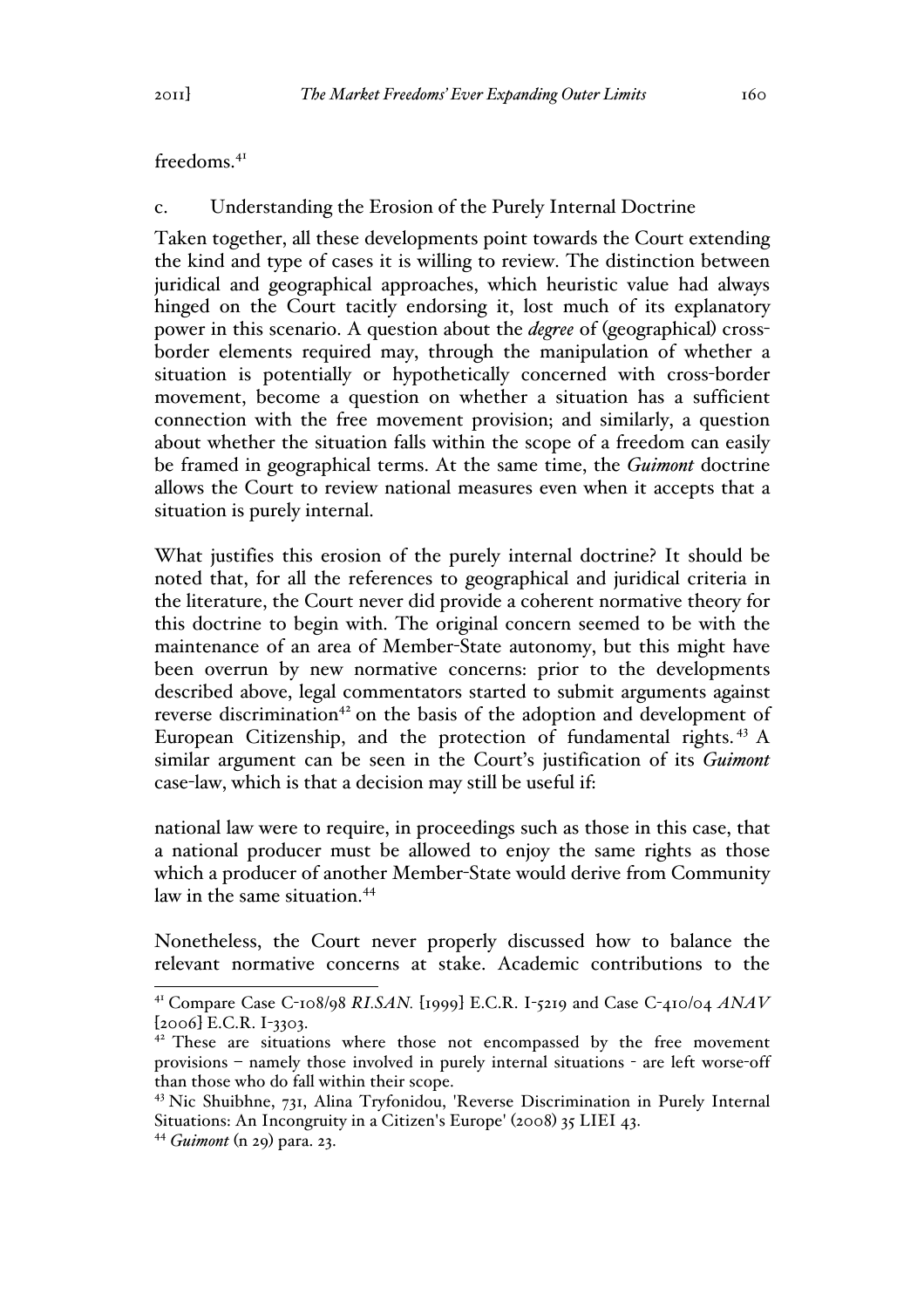freedoms.[41]

### c. Understanding the Erosion of the Purely Internal Doctrine

Taken together, all these developments point towards the Court extending the kind and type of cases it is willing to review. The distinction between juridical and geographical approaches, which heuristic value had always hinged on the Court tacitly endorsing it, lost much of its explanatory power in this scenario. A question about the *degree* of (geographical) cross-border elements required may, through the manipulation of whether a situation is potentially or hypothetically concerned with cross-border movement, become a question on whether a situation has a sufficient connection with the free movement provision; and similarly, a question about whether the situation falls within the scope of a freedom can easily be framed in geographical terms. At the same time, the *Guimont* doctrine allows the Court to review national measures even when it accepts that a situation is purely internal.

What justifies this erosion of the purely internal doctrine? It should be noted that, for all the references to geographical and juridical criteria in the literature, the Court never did provide a coherent normative theory for this doctrine to begin with. The original concern seemed to be with the maintenance of an area of Member-State autonomy, but this might have been overrun by new normative concerns: prior to the developments described above, legal commentators started to submit arguments against reverse discrimination[42] on the basis of the adoption and development of European Citizenship, and the protection of fundamental rights.[43] A similar argument can be seen in the Court's justification of its *Guimont* case-law, which is that a decision may still be useful if:

national law were to require, in proceedings such as those in this case, that a national producer must be allowed to enjoy the same rights as those which a producer of another Member-State would derive from Community law in the same situation.[44]

Nonetheless, the Court never properly discussed how to balance the relevant normative concerns at stake. Academic contributions to the

---

[41] Compare Case C-108/98 *RI.SAN.* [1999] E.C.R. I-5219 and Case C-410/04 *ANAV* [2006] E.C.R. I-3303.

[42] These are situations where those not encompassed by the free movement provisions – namely those involved in purely internal situations - are left worse-off than those who do fall within their scope.

[43] Nic Shuibhne, 731, Alina Tryfonidou, 'Reverse Discrimination in Purely Internal Situations: An Incongruity in a Citizen's Europe' (2008) 35 LIEI 43.

[44] *Guimont* (n 29) para. 23.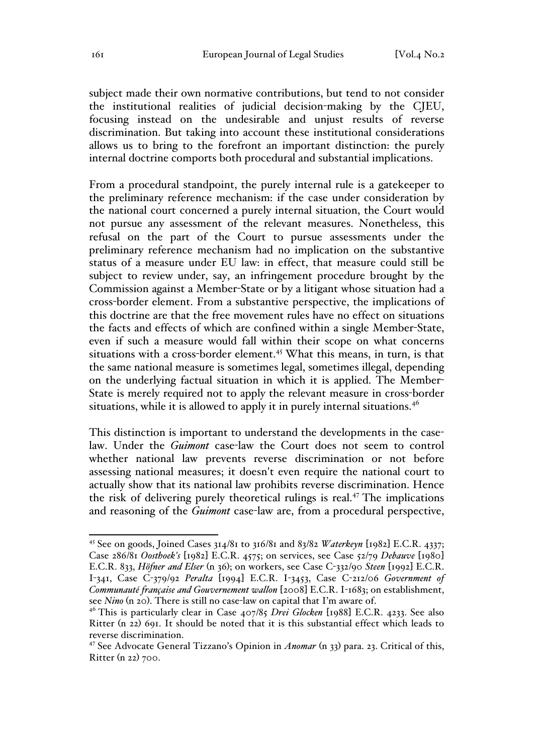subject made their own normative contributions, but tend to not consider the institutional realities of judicial decision-making by the CJEU, focusing instead on the undesirable and unjust results of reverse discrimination. But taking into account these institutional considerations allows us to bring to the forefront an important distinction: the purely internal doctrine comports both procedural and substantial implications.

From a procedural standpoint, the purely internal rule is a gatekeeper to the preliminary reference mechanism: if the case under consideration by the national court concerned a purely internal situation, the Court would not pursue any assessment of the relevant measures. Nonetheless, this refusal on the part of the Court to pursue assessments under the preliminary reference mechanism had no implication on the substantive status of a measure under EU law: in effect, that measure could still be subject to review under, say, an infringement procedure brought by the Commission against a Member-State or by a litigant whose situation had a cross-border element. From a substantive perspective, the implications of this doctrine are that the free movement rules have no effect on situations the facts and effects of which are confined within a single Member-State, even if such a measure would fall within their scope on what concerns situations with a cross-border element.[45] What this means, in turn, is that the same national measure is sometimes legal, sometimes illegal, depending on the underlying factual situation in which it is applied. The Member-State is merely required not to apply the relevant measure in cross-border situations, while it is allowed to apply it in purely internal situations.[46]

This distinction is important to understand the developments in the case-law. Under the *Guimont* case-law the Court does not seem to control whether national law prevents reverse discrimination or not before assessing national measures; it doesn't even require the national court to actually show that its national law prohibits reverse discrimination. Hence the risk of delivering purely theoretical rulings is real.[47] The implications and reasoning of the *Guimont* case-law are, from a procedural perspective,

---

[45] See on goods, Joined Cases 314/81 to 316/81 and 83/82 *Waterkeyn* [1982] E.C.R. 4337; Case 286/81 *Oosthoek's* [1982] E.C.R. 4575; on services, see Case 52/79 *Debauve* [1980] E.C.R. 833, *Höfner and Elser* (n 36); on workers, see Case C-332/90 *Steen* [1992] E.C.R. I-341, Case C-379/92 *Peralta* [1994] E.C.R. I-3453, Case C-212/06 *Government of Communauté française and Gouvernement wallon* [2008] E.C.R. I-1683; on establishment, see *Nino* (n 20). There is still no case-law on capital that I'm aware of.

[46] This is particularly clear in Case 407/85 *Drei Glocken* [1988] E.C.R. 4233. See also Ritter (n 22) 691. It should be noted that it is this substantial effect which leads to reverse discrimination.

[47] See Advocate General Tizzano's Opinion in *Anomar* (n 33) para. 23. Critical of this, Ritter (n 22) 700.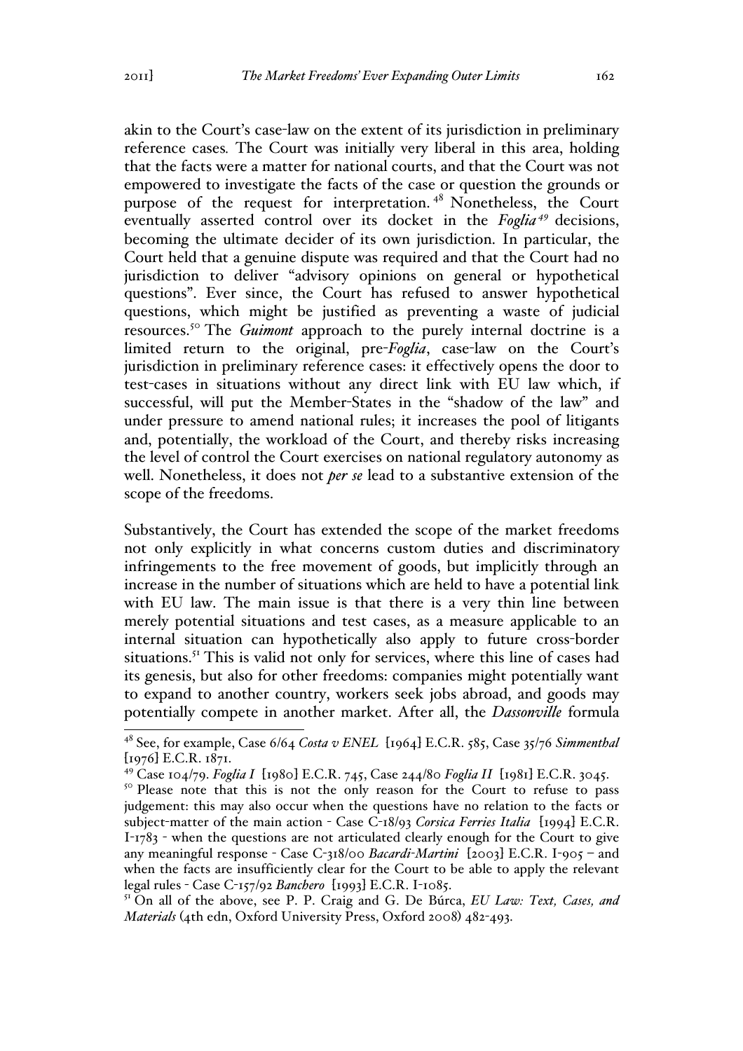akin to the Court's case-law on the extent of its jurisdiction in preliminary reference cases. The Court was initially very liberal in this area, holding that the facts were a matter for national courts, and that the Court was not empowered to investigate the facts of the case or question the grounds or purpose of the request for interpretation.[48] Nonetheless, the Court eventually asserted control over its docket in the *Foglia*[49] decisions, becoming the ultimate decider of its own jurisdiction. In particular, the Court held that a genuine dispute was required and that the Court had no jurisdiction to deliver "advisory opinions on general or hypothetical questions". Ever since, the Court has refused to answer hypothetical questions, which might be justified as preventing a waste of judicial resources.[50] The *Guimont* approach to the purely internal doctrine is a limited return to the original, pre-*Foglia*, case-law on the Court's jurisdiction in preliminary reference cases: it effectively opens the door to test-cases in situations without any direct link with EU law which, if successful, will put the Member-States in the "shadow of the law" and under pressure to amend national rules; it increases the pool of litigants and, potentially, the workload of the Court, and thereby risks increasing the level of control the Court exercises on national regulatory autonomy as well. Nonetheless, it does not ***per se*** lead to a substantive extension of the scope of the freedoms.

Substantively, the Court has extended the scope of the market freedoms not only explicitly in what concerns custom duties and discriminatory infringements to the free movement of goods, but implicitly through an increase in the number of situations which are held to have a potential link with EU law. The main issue is that there is a very thin line between merely potential situations and test cases, as a measure applicable to an internal situation can hypothetically also apply to future cross-border situations.[51] This is valid not only for services, where this line of cases had its genesis, but also for other freedoms: companies might potentially want to expand to another country, workers seek jobs abroad, and goods may potentially compete in another market. After all, the *Dassonville* formula

---

[48] See, for example, Case 6/64 *Costa v ENEL* [1964] E.C.R. 585, Case 35/76 *Simmenthal* [1976] E.C.R. 1871.

[49] Case 104/79. *Foglia I* [1980] E.C.R. 745, Case 244/80 *Foglia II* [1981] E.C.R. 3045.

[50] Please note that this is not the only reason for the Court to refuse to pass judgement: this may also occur when the questions have no relation to the facts or subject-matter of the main action - Case C-18/93 *Corsica Ferries Italia* [1994] E.C.R. I-1783 - when the questions are not articulated clearly enough for the Court to give any meaningful response - Case C-318/00 *Bacardi-Martini* [2003] E.C.R. I-905 – and when the facts are insufficiently clear for the Court to be able to apply the relevant legal rules - Case C-157/92 *Banchero* [1993] E.C.R. I-1085.

[51] On all of the above, see P. P. Craig and G. De Búrca, *EU Law: Text, Cases, and Materials* (4th edn, Oxford University Press, Oxford 2008) 482-493.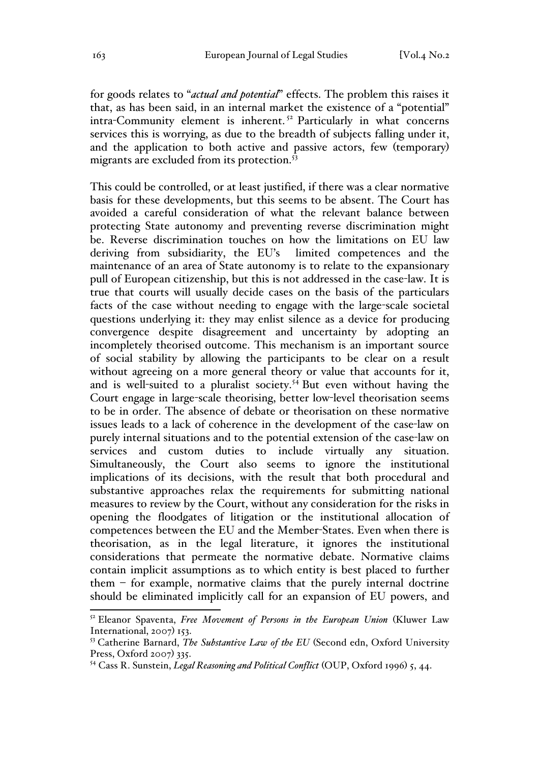for goods relates to "*actual and potential*" effects. The problem this raises it that, as has been said, in an internal market the existence of a "potential" intra-Community element is inherent.[52] Particularly in what concerns services this is worrying, as due to the breadth of subjects falling under it, and the application to both active and passive actors, few (temporary) migrants are excluded from its protection.[53]

This could be controlled, or at least justified, if there was a clear normative basis for these developments, but this seems to be absent. The Court has avoided a careful consideration of what the relevant balance between protecting State autonomy and preventing reverse discrimination might be. Reverse discrimination touches on how the limitations on EU law deriving from subsidiarity, the EU's limited competences and the maintenance of an area of State autonomy is to relate to the expansionary pull of European citizenship, but this is not addressed in the case-law. It is true that courts will usually decide cases on the basis of the particulars facts of the case without needing to engage with the large-scale societal questions underlying it: they may enlist silence as a device for producing convergence despite disagreement and uncertainty by adopting an incompletely theorised outcome. This mechanism is an important source of social stability by allowing the participants to be clear on a result without agreeing on a more general theory or value that accounts for it, and is well-suited to a pluralist society.[54] But even without having the Court engage in large-scale theorising, better low-level theorisation seems to be in order. The absence of debate or theorisation on these normative issues leads to a lack of coherence in the development of the case-law on purely internal situations and to the potential extension of the case-law on services and custom duties to include virtually any situation. Simultaneously, the Court also seems to ignore the institutional implications of its decisions, with the result that both procedural and substantive approaches relax the requirements for submitting national measures to review by the Court, without any consideration for the risks in opening the floodgates of litigation or the institutional allocation of competences between the EU and the Member-States. Even when there is theorisation, as in the legal literature, it ignores the institutional considerations that permeate the normative debate. Normative claims contain implicit assumptions as to which entity is best placed to further them – for example, normative claims that the purely internal doctrine should be eliminated implicitly call for an expansion of EU powers, and

---

[52] Eleanor Spaventa, *Free Movement of Persons in the European Union* (Kluwer Law International, 2007) 153.

[53] Catherine Barnard, *The Substantive Law of the EU* (Second edn, Oxford University Press, Oxford 2007) 335.

[54] Cass R. Sunstein, *Legal Reasoning and Political Conflict* (OUP, Oxford 1996) 5, 44.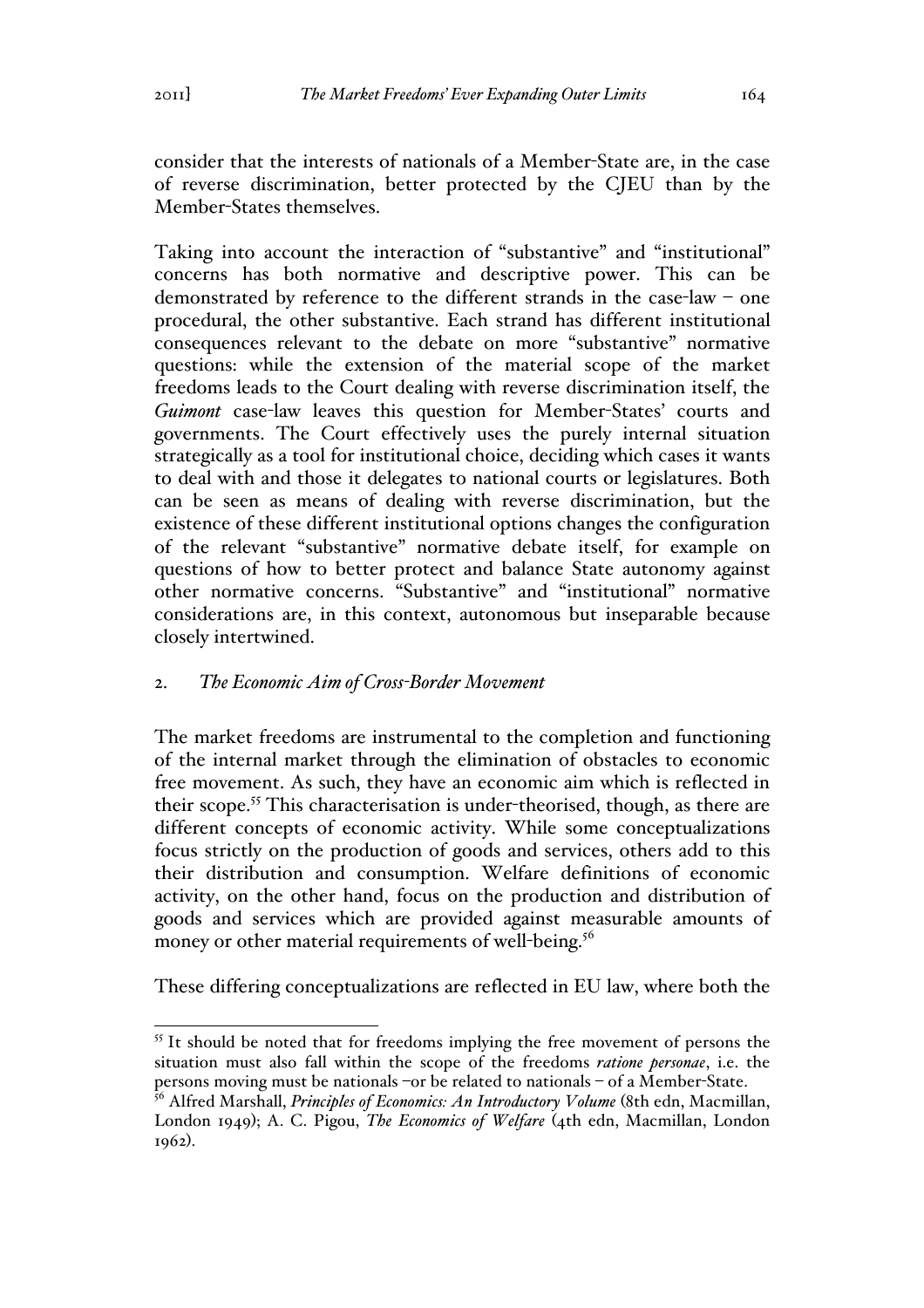consider that the interests of nationals of a Member-State are, in the case of reverse discrimination, better protected by the CJEU than by the Member-States themselves.

Taking into account the interaction of "substantive" and "institutional" concerns has both normative and descriptive power. This can be demonstrated by reference to the different strands in the case-law – one procedural, the other substantive. Each strand has different institutional consequences relevant to the debate on more "substantive" normative questions: while the extension of the material scope of the market freedoms leads to the Court dealing with reverse discrimination itself, the *Guimont* case-law leaves this question for Member-States' courts and governments. The Court effectively uses the purely internal situation strategically as a tool for institutional choice, deciding which cases it wants to deal with and those it delegates to national courts or legislatures. Both can be seen as means of dealing with reverse discrimination, but the existence of these different institutional options changes the configuration of the relevant "substantive" normative debate itself, for example on questions of how to better protect and balance State autonomy against other normative concerns. "Substantive" and "institutional" normative considerations are, in this context, autonomous but inseparable because closely intertwined.

## 2. *The Economic Aim of Cross-Border Movement*

The market freedoms are instrumental to the completion and functioning of the internal market through the elimination of obstacles to economic free movement. As such, they have an economic aim which is reflected in their scope.[55] This characterisation is under-theorised, though, as there are different concepts of economic activity. While some conceptualizations focus strictly on the production of goods and services, others add to this their distribution and consumption. Welfare definitions of economic activity, on the other hand, focus on the production and distribution of goods and services which are provided against measurable amounts of money or other material requirements of well-being.[56]

These differing conceptualizations are reflected in EU law, where both the

---

[55] It should be noted that for freedoms implying the free movement of persons the situation must also fall within the scope of the freedoms *ratione personae*, i.e. the persons moving must be nationals –or be related to nationals – of a Member-State.

[56] Alfred Marshall, *Principles of Economics: An Introductory Volume* (8th edn, Macmillan, London 1949); A. C. Pigou, *The Economics of Welfare* (4th edn, Macmillan, London 1962).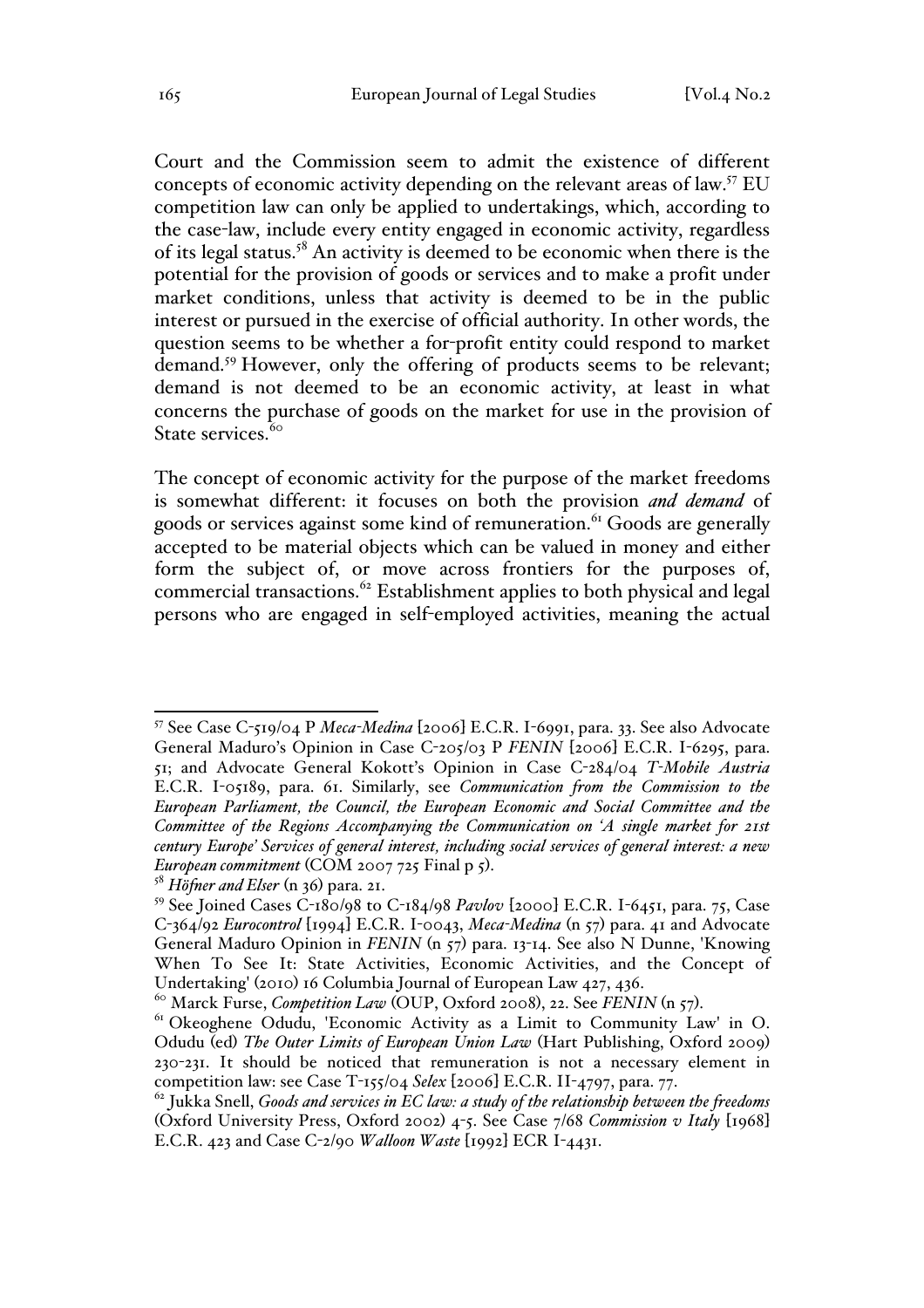Court and the Commission seem to admit the existence of different concepts of economic activity depending on the relevant areas of law.[57] EU competition law can only be applied to undertakings, which, according to the case-law, include every entity engaged in economic activity, regardless of its legal status.[58] An activity is deemed to be economic when there is the potential for the provision of goods or services and to make a profit under market conditions, unless that activity is deemed to be in the public interest or pursued in the exercise of official authority. In other words, the question seems to be whether a for-profit entity could respond to market demand.[59] However, only the offering of products seems to be relevant; demand is not deemed to be an economic activity, at least in what concerns the purchase of goods on the market for use in the provision of State services.[60]

The concept of economic activity for the purpose of the market freedoms is somewhat different: it focuses on both the provision *and demand* of goods or services against some kind of remuneration.[61] Goods are generally accepted to be material objects which can be valued in money and either form the subject of, or move across frontiers for the purposes of, commercial transactions.[62] Establishment applies to both physical and legal persons who are engaged in self-employed activities, meaning the actual

---

[57] See Case C-519/04 P *Meca-Medina* [2006] E.C.R. I-6991, para. 33. See also Advocate General Maduro's Opinion in Case C-205/03 P *FENIN* [2006] E.C.R. I-6295, para. 51; and Advocate General Kokott's Opinion in Case C-284/04 *T-Mobile Austria* E.C.R. I-05189, para. 61. Similarly, see *Communication from the Commission to the European Parliament, the Council, the European Economic and Social Committee and the Committee of the Regions Accompanying the Communication on 'A single market for 21st century Europe' Services of general interest, including social services of general interest: a new European commitment* (COM 2007 725 Final p 5).

[58] *Höfner and Elser* (n 36) para. 21.

[59] See Joined Cases C-180/98 to C-184/98 *Pavlov* [2000] E.C.R. I-6451, para. 75, Case C-364/92 *Eurocontrol* [1994] E.C.R. I-0043, *Meca-Medina* (n 57) para. 41 and Advocate General Maduro Opinion in *FENIN* (n 57) para. 13-14. See also N Dunne, 'Knowing When To See It: State Activities, Economic Activities, and the Concept of Undertaking' (2010) 16 Columbia Journal of European Law 427, 436.

[60] Marck Furse, *Competition Law* (OUP, Oxford 2008), 22. See *FENIN* (n 57).

[61] Okeoghene Odudu, 'Economic Activity as a Limit to Community Law' in O. Odudu (ed) *The Outer Limits of European Union Law* (Hart Publishing, Oxford 2009) 230-231. It should be noticed that remuneration is not a necessary element in competition law: see Case T-155/04 *Selex* [2006] E.C.R. II-4797, para. 77.

[62] Jukka Snell, *Goods and services in EC law: a study of the relationship between the freedoms* (Oxford University Press, Oxford 2002) 4-5. See Case 7/68 *Commission v Italy* [1968] E.C.R. 423 and Case C-2/90 *Walloon Waste* [1992] ECR I-4431.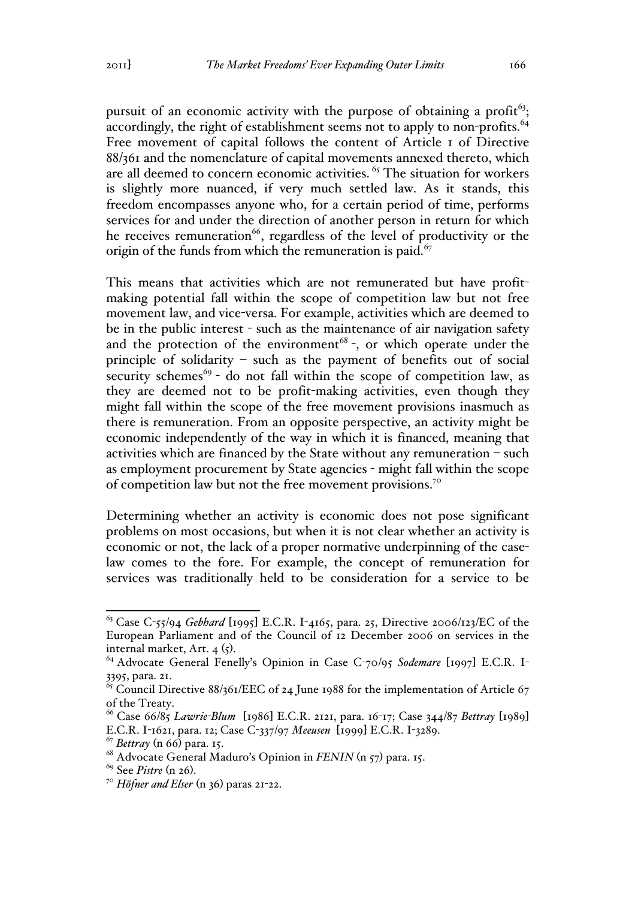pursuit of an economic activity with the purpose of obtaining a profit[63]; accordingly, the right of establishment seems not to apply to non-profits.[64] Free movement of capital follows the content of Article 1 of Directive 88/361 and the nomenclature of capital movements annexed thereto, which are all deemed to concern economic activities. [65] The situation for workers is slightly more nuanced, if very much settled law. As it stands, this freedom encompasses anyone who, for a certain period of time, performs services for and under the direction of another person in return for which he receives remuneration[66], regardless of the level of productivity or the origin of the funds from which the remuneration is paid.[67]

This means that activities which are not remunerated but have profit-making potential fall within the scope of competition law but not free movement law, and vice-versa. For example, activities which are deemed to be in the public interest - such as the maintenance of air navigation safety and the protection of the environment[68] -, or which operate under the principle of solidarity – such as the payment of benefits out of social security schemes[69] - do not fall within the scope of competition law, as they are deemed not to be profit-making activities, even though they might fall within the scope of the free movement provisions inasmuch as there is remuneration. From an opposite perspective, an activity might be economic independently of the way in which it is financed, meaning that activities which are financed by the State without any remuneration – such as employment procurement by State agencies - might fall within the scope of competition law but not the free movement provisions.[70]

Determining whether an activity is economic does not pose significant problems on most occasions, but when it is not clear whether an activity is economic or not, the lack of a proper normative underpinning of the case-law comes to the fore. For example, the concept of remuneration for services was traditionally held to be consideration for a service to be

---

[63] Case C-55/94 *Gebhard* [1995] E.C.R. I-4165, para. 25, Directive 2006/123/EC of the European Parliament and of the Council of 12 December 2006 on services in the internal market, Art. 4 (5).

[64] Advocate General Fenelly's Opinion in Case C-70/95 *Sodemare* [1997] E.C.R. I-3395, para. 21.

[65] Council Directive 88/361/EEC of 24 June 1988 for the implementation of Article 67 of the Treaty.

[66] Case 66/85 *Lawrie-Blum* [1986] E.C.R. 2121, para. 16-17; Case 344/87 *Bettray* [1989] E.C.R. I-1621, para. 12; Case C-337/97 *Meeusen* [1999] E.C.R. I-3289.

[67] *Bettray* (n 66) para. 15.

[68] Advocate General Maduro's Opinion in *FENIN* (n 57) para. 15.

[69] See *Pistre* (n 26).

[70] *Höfner and Elser* (n 36) paras 21-22.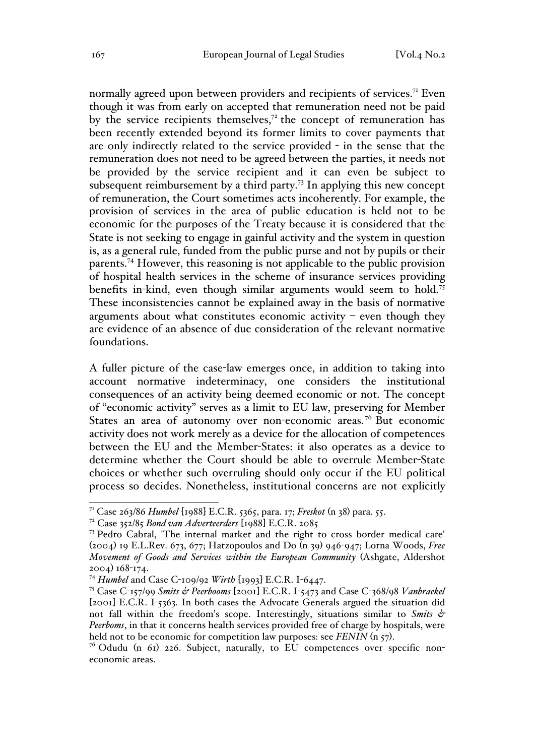normally agreed upon between providers and recipients of services.[71] Even though it was from early on accepted that remuneration need not be paid by the service recipients themselves,[72] the concept of remuneration has been recently extended beyond its former limits to cover payments that are only indirectly related to the service provided - in the sense that the remuneration does not need to be agreed between the parties, it needs not be provided by the service recipient and it can even be subject to subsequent reimbursement by a third party.[73] In applying this new concept of remuneration, the Court sometimes acts incoherently. For example, the provision of services in the area of public education is held not to be economic for the purposes of the Treaty because it is considered that the State is not seeking to engage in gainful activity and the system in question is, as a general rule, funded from the public purse and not by pupils or their parents.[74] However, this reasoning is not applicable to the public provision of hospital health services in the scheme of insurance services providing benefits in-kind, even though similar arguments would seem to hold.[75] These inconsistencies cannot be explained away in the basis of normative arguments about what constitutes economic activity – even though they are evidence of an absence of due consideration of the relevant normative foundations.

A fuller picture of the case-law emerges once, in addition to taking into account normative indeterminacy, one considers the institutional consequences of an activity being deemed economic or not. The concept of "economic activity" serves as a limit to EU law, preserving for Member States an area of autonomy over non-economic areas.[76] But economic activity does not work merely as a device for the allocation of competences between the EU and the Member-States: it also operates as a device to determine whether the Court should be able to overrule Member-State choices or whether such overruling should only occur if the EU political process so decides. Nonetheless, institutional concerns are not explicitly

---

[71] Case 263/86 *Humbel* [1988] E.C.R. 5365, para. 17; *Freskot* (n 38) para. 55.

[72] Case 352/85 *Bond van Adverteerders* [1988] E.C.R. 2085

[73] Pedro Cabral, 'The internal market and the right to cross border medical care' (2004) 19 E.L.Rev. 673, 677; Hatzopoulos and Do (n 39) 946-947; Lorna Woods, *Free Movement of Goods and Services within the European Community* (Ashgate, Aldershot 2004) 168-174.

[74] *Humbel* and Case C-109/92 *Wirth* [1993] E.C.R. I-6447.

[75] Case C-157/99 *Smits & Peerbooms* [2001] E.C.R. I-5473 and Case C-368/98 *Vanbraekel* [2001] E.C.R. I-5363. In both cases the Advocate Generals argued the situation did not fall within the freedom's scope. Interestingly, situations similar to *Smits & Peerboms*, in that it concerns health services provided free of charge by hospitals, were held not to be economic for competition law purposes: see *FENIN* (n 57).

[76] Odudu (n 61) 226. Subject, naturally, to EU competences over specific non-economic areas.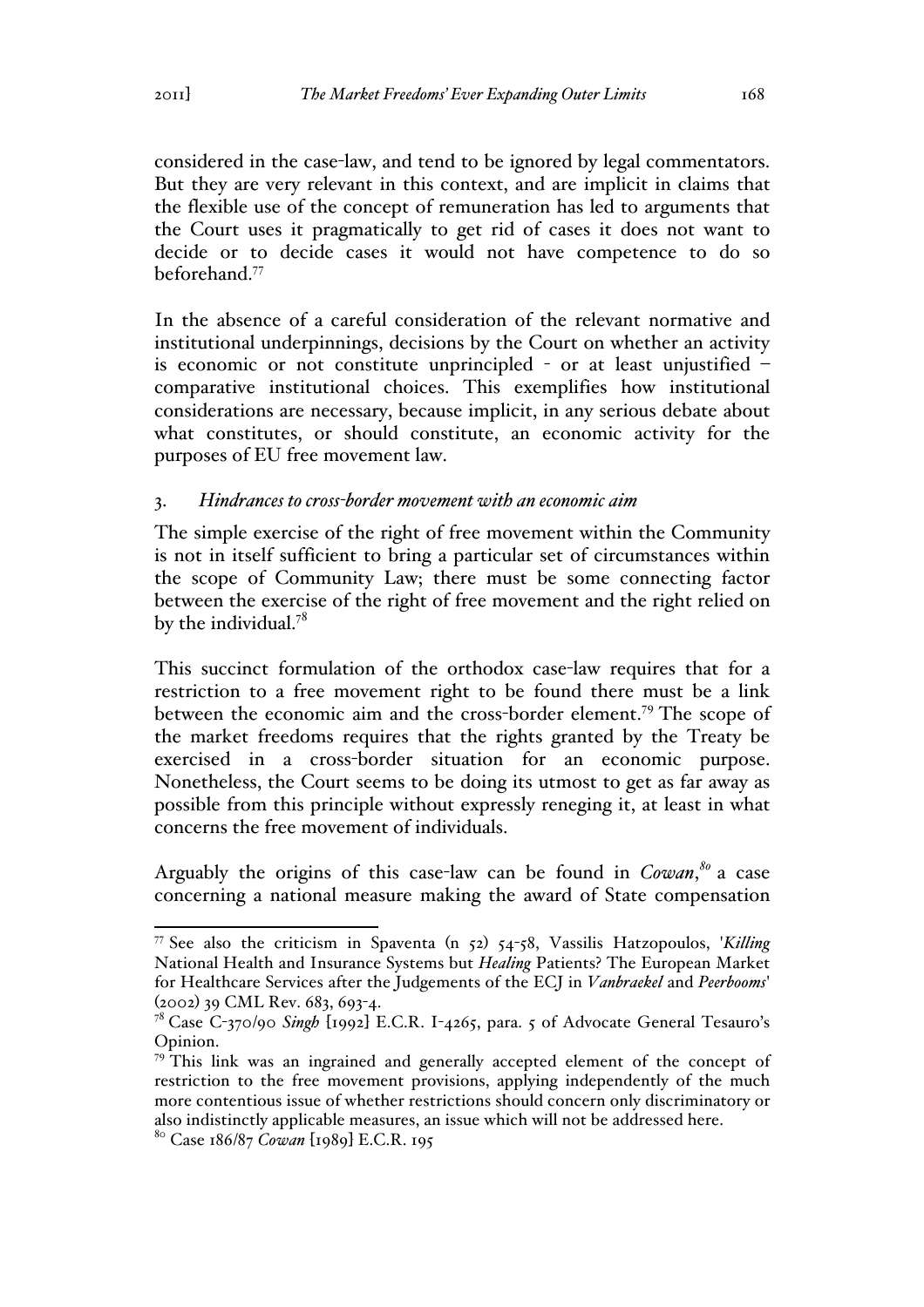considered in the case-law, and tend to be ignored by legal commentators. But they are very relevant in this context, and are implicit in claims that the flexible use of the concept of remuneration has led to arguments that the Court uses it pragmatically to get rid of cases it does not want to decide or to decide cases it would not have competence to do so beforehand.[77]

In the absence of a careful consideration of the relevant normative and institutional underpinnings, decisions by the Court on whether an activity is economic or not constitute unprincipled - or at least unjustified – comparative institutional choices. This exemplifies how institutional considerations are necessary, because implicit, in any serious debate about what constitutes, or should constitute, an economic activity for the purposes of EU free movement law.

### 3. *Hindrances to cross-border movement with an economic aim*

The simple exercise of the right of free movement within the Community is not in itself sufficient to bring a particular set of circumstances within the scope of Community Law; there must be some connecting factor between the exercise of the right of free movement and the right relied on by the individual.[78]

This succinct formulation of the orthodox case-law requires that for a restriction to a free movement right to be found there must be a link between the economic aim and the cross-border element.[79] The scope of the market freedoms requires that the rights granted by the Treaty be exercised in a cross-border situation for an economic purpose. Nonetheless, the Court seems to be doing its utmost to get as far away as possible from this principle without expressly reneging it, at least in what concerns the free movement of individuals.

Arguably the origins of this case-law can be found in *Cowan*,[80] a case concerning a national measure making the award of State compensation

---

[77] See also the criticism in Spaventa (n 52) 54-58, Vassilis Hatzopoulos, '*Killing* National Health and Insurance Systems but *Healing* Patients? The European Market for Healthcare Services after the Judgements of the ECJ in *Vanbraekel* and *Peerbooms*' (2002) 39 CML Rev. 683, 693-4.

[78] Case C-370/90 *Singh* [1992] E.C.R. I-4265, para. 5 of Advocate General Tesauro's Opinion.

[79] This link was an ingrained and generally accepted element of the concept of restriction to the free movement provisions, applying independently of the much more contentious issue of whether restrictions should concern only discriminatory or also indistinctly applicable measures, an issue which will not be addressed here.

[80] Case 186/87 *Cowan* [1989] E.C.R. 195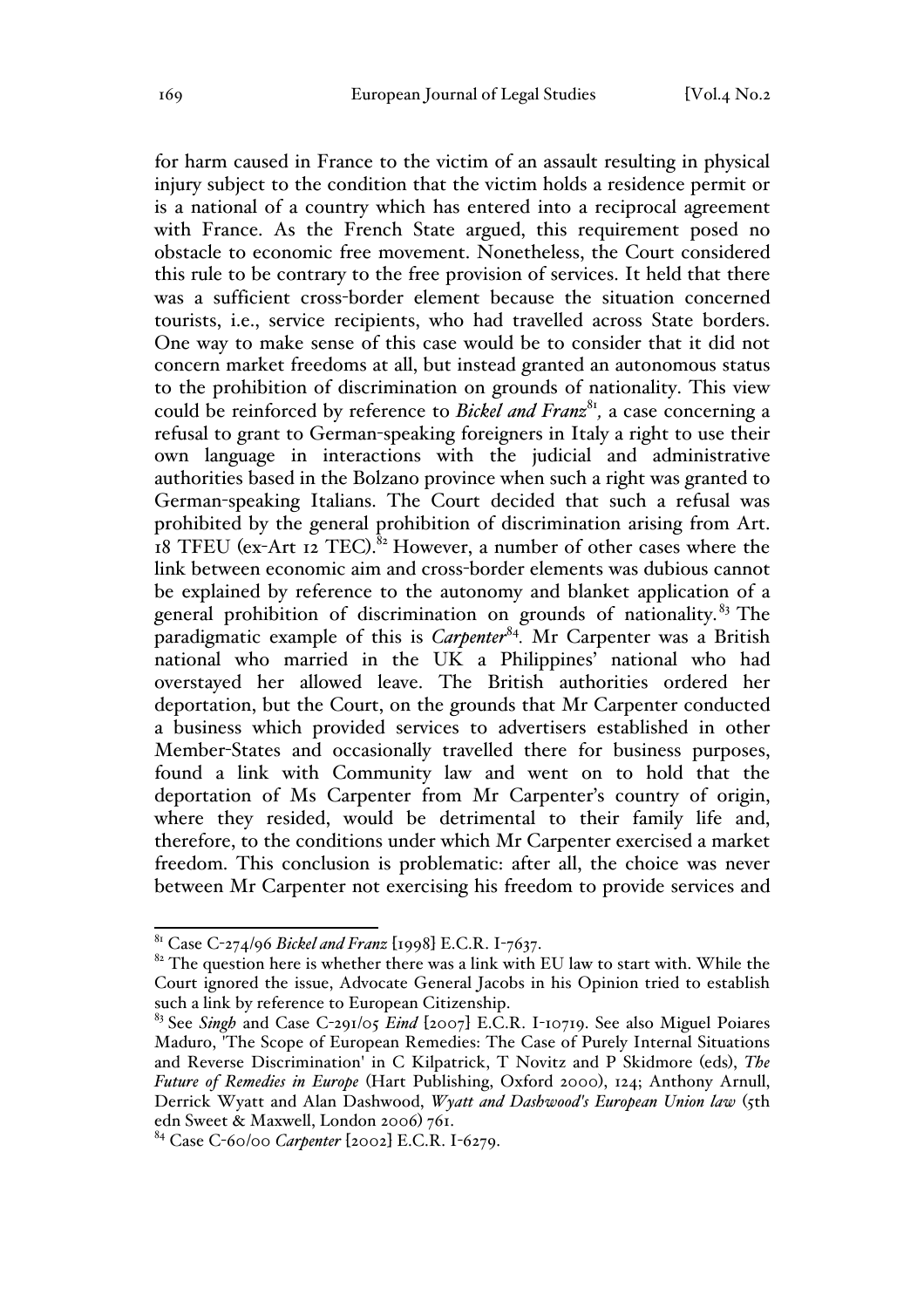for harm caused in France to the victim of an assault resulting in physical injury subject to the condition that the victim holds a residence permit or is a national of a country which has entered into a reciprocal agreement with France. As the French State argued, this requirement posed no obstacle to economic free movement. Nonetheless, the Court considered this rule to be contrary to the free provision of services. It held that there was a sufficient cross-border element because the situation concerned tourists, i.e., service recipients, who had travelled across State borders. One way to make sense of this case would be to consider that it did not concern market freedoms at all, but instead granted an autonomous status to the prohibition of discrimination on grounds of nationality. This view could be reinforced by reference to *Bickel and Franz*[81], a case concerning a refusal to grant to German-speaking foreigners in Italy a right to use their own language in interactions with the judicial and administrative authorities based in the Bolzano province when such a right was granted to German-speaking Italians. The Court decided that such a refusal was prohibited by the general prohibition of discrimination arising from Art. 18 TFEU (ex-Art 12 TEC).[82] However, a number of other cases where the link between economic aim and cross-border elements was dubious cannot be explained by reference to the autonomy and blanket application of a general prohibition of discrimination on grounds of nationality.[83] The paradigmatic example of this is *Carpenter*[84]. Mr Carpenter was a British national who married in the UK a Philippines' national who had overstayed her allowed leave. The British authorities ordered her deportation, but the Court, on the grounds that Mr Carpenter conducted a business which provided services to advertisers established in other Member-States and occasionally travelled there for business purposes, found a link with Community law and went on to hold that the deportation of Ms Carpenter from Mr Carpenter's country of origin, where they resided, would be detrimental to their family life and, therefore, to the conditions under which Mr Carpenter exercised a market freedom. This conclusion is problematic: after all, the choice was never between Mr Carpenter not exercising his freedom to provide services and

---

[81] Case C-274/96 *Bickel and Franz* [1998] E.C.R. I-7637.

[82] The question here is whether there was a link with EU law to start with. While the Court ignored the issue, Advocate General Jacobs in his Opinion tried to establish such a link by reference to European Citizenship.

[83] See *Singh* and Case C-291/05 *Eind* [2007] E.C.R. I-10719. See also Miguel Poiares Maduro, 'The Scope of European Remedies: The Case of Purely Internal Situations and Reverse Discrimination' in C Kilpatrick, T Novitz and P Skidmore (eds), *The Future of Remedies in Europe* (Hart Publishing, Oxford 2000), 124; Anthony Arnull, Derrick Wyatt and Alan Dashwood, *Wyatt and Dashwood's European Union law* (5th edn Sweet & Maxwell, London 2006) 761.

[84] Case C-60/00 *Carpenter* [2002] E.C.R. I-6279.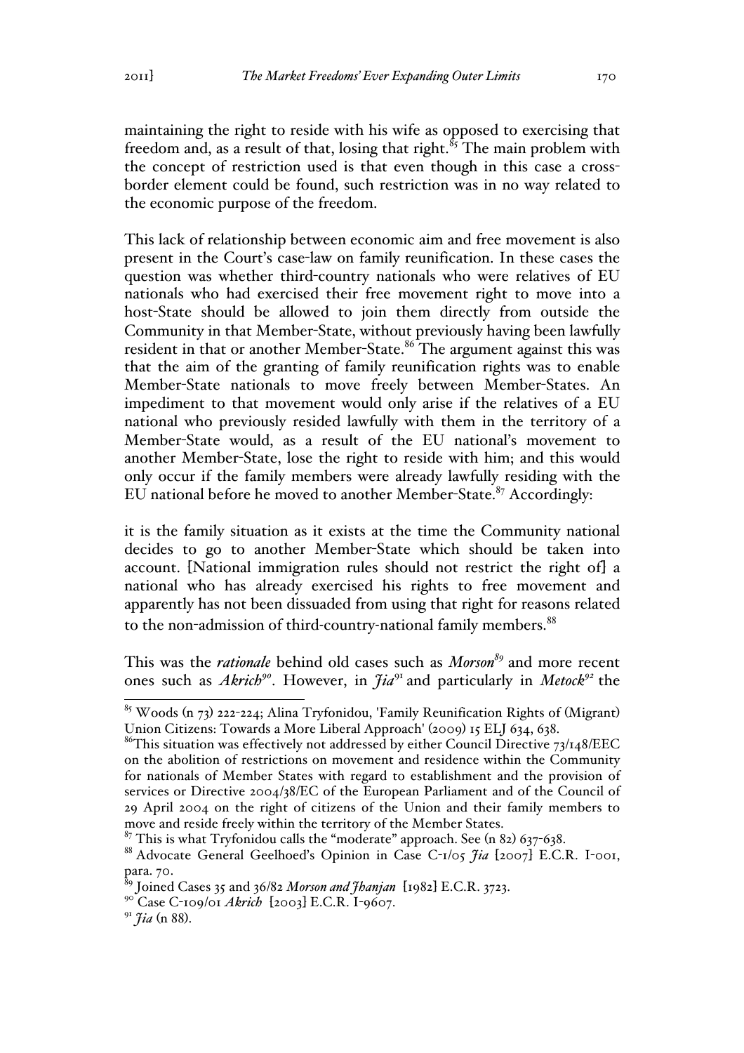maintaining the right to reside with his wife as opposed to exercising that freedom and, as a result of that, losing that right.[85] The main problem with the concept of restriction used is that even though in this case a cross-border element could be found, such restriction was in no way related to the economic purpose of the freedom.

This lack of relationship between economic aim and free movement is also present in the Court's case-law on family reunification. In these cases the question was whether third-country nationals who were relatives of EU nationals who had exercised their free movement right to move into a host-State should be allowed to join them directly from outside the Community in that Member-State, without previously having been lawfully resident in that or another Member-State.[86] The argument against this was that the aim of the granting of family reunification rights was to enable Member-State nationals to move freely between Member-States. An impediment to that movement would only arise if the relatives of a EU national who previously resided lawfully with them in the territory of a Member-State would, as a result of the EU national's movement to another Member-State, lose the right to reside with him; and this would only occur if the family members were already lawfully residing with the EU national before he moved to another Member-State.[87] Accordingly:

> it is the family situation as it exists at the time the Community national decides to go to another Member-State which should be taken into account. [National immigration rules should not restrict the right of] a national who has already exercised his rights to free movement and apparently has not been dissuaded from using that right for reasons related to the non-admission of third-country-national family members.[88]

This was the *rationale* behind old cases such as *Morson*[89] and more recent ones such as *Akrich*[90]. However, in *Jia*[91] and particularly in *Metock*[92] the

---

[85] Woods (n 73) 222-224; Alina Tryfonidou, 'Family Reunification Rights of (Migrant) Union Citizens: Towards a More Liberal Approach' (2009) 15 ELJ 634, 638.

[86] This situation was effectively not addressed by either Council Directive 73/148/EEC on the abolition of restrictions on movement and residence within the Community for nationals of Member States with regard to establishment and the provision of services or Directive 2004/38/EC of the European Parliament and of the Council of 29 April 2004 on the right of citizens of the Union and their family members to move and reside freely within the territory of the Member States.

[87] This is what Tryfonidou calls the "moderate" approach. See (n 82) 637-638.

[88] Advocate General Geelhoed's Opinion in Case C-1/05 *Jia* [2007] E.C.R. I-001, para. 70.

[89] Joined Cases 35 and 36/82 *Morson and Jhanjan* [1982] E.C.R. 3723.

[90] Case C-109/01 *Akrich* [2003] E.C.R. I-9607.

[91] *Jia* (n 88).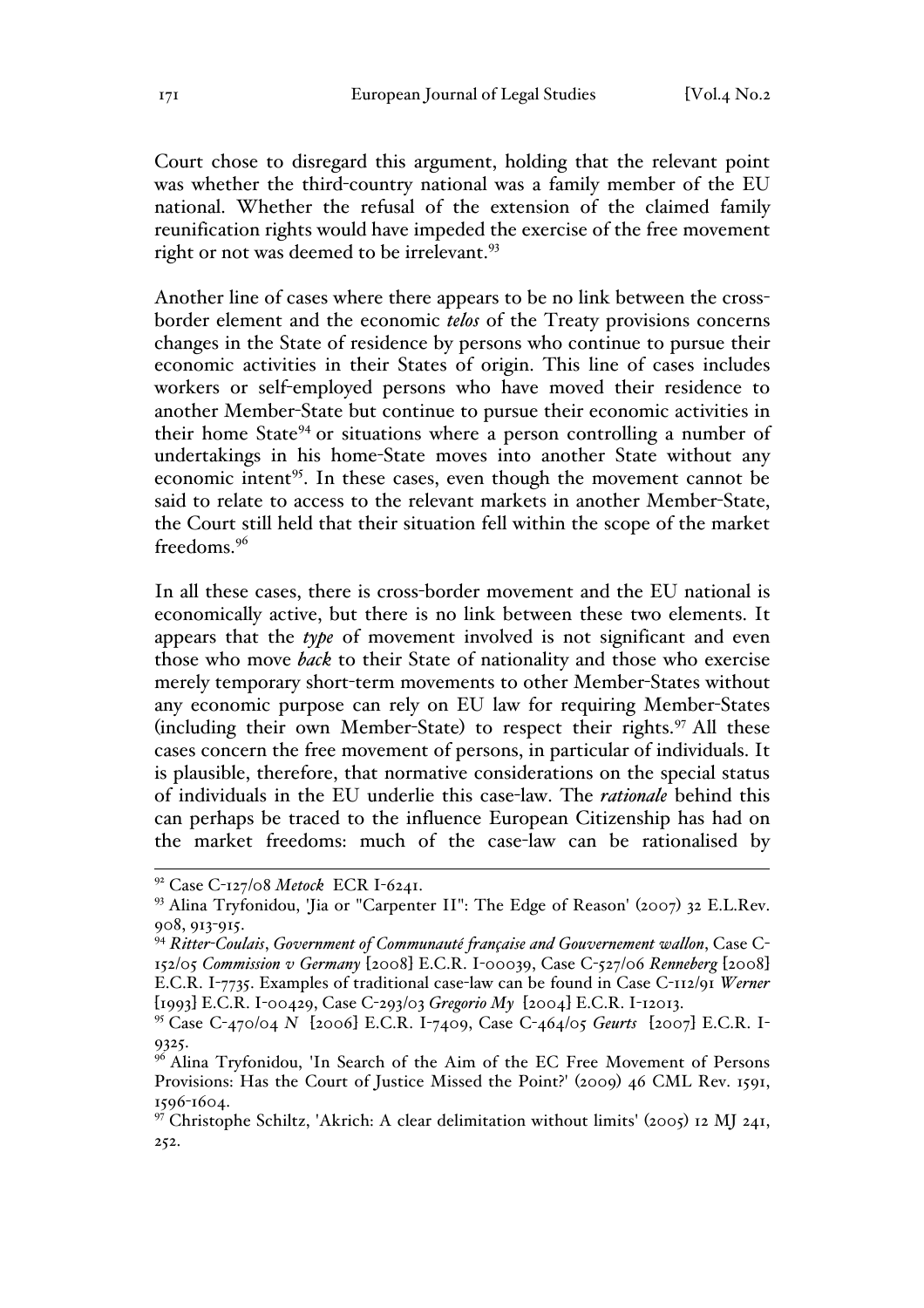Court chose to disregard this argument, holding that the relevant point was whether the third-country national was a family member of the EU national. Whether the refusal of the extension of the claimed family reunification rights would have impeded the exercise of the free movement right or not was deemed to be irrelevant.[93]

Another line of cases where there appears to be no link between the cross-border element and the economic *telos* of the Treaty provisions concerns changes in the State of residence by persons who continue to pursue their economic activities in their States of origin. This line of cases includes workers or self-employed persons who have moved their residence to another Member-State but continue to pursue their economic activities in their home State[94] or situations where a person controlling a number of undertakings in his home-State moves into another State without any economic intent[95]. In these cases, even though the movement cannot be said to relate to access to the relevant markets in another Member-State, the Court still held that their situation fell within the scope of the market freedoms.[96]

In all these cases, there is cross-border movement and the EU national is economically active, but there is no link between these two elements. It appears that the *type* of movement involved is not significant and even those who move *back* to their State of nationality and those who exercise merely temporary short-term movements to other Member-States without any economic purpose can rely on EU law for requiring Member-States (including their own Member-State) to respect their rights.[97] All these cases concern the free movement of persons, in particular of individuals. It is plausible, therefore, that normative considerations on the special status of individuals in the EU underlie this case-law. The *rationale* behind this can perhaps be traced to the influence European Citizenship has had on the market freedoms: much of the case-law can be rationalised by

---

[92] Case C-127/08 *Metock* ECR I-6241.

[93] Alina Tryfonidou, 'Jia or "Carpenter II": The Edge of Reason' (2007) 32 E.L.Rev. 908, 913-915.

[94] *Ritter-Coulais*, *Government of Communauté française and Gouvernement wallon*, Case C-152/05 *Commission v Germany* [2008] E.C.R. I-00039, Case C-527/06 *Renneberg* [2008] E.C.R. I-7735. Examples of traditional case-law can be found in Case C-112/91 *Werner* [1993] E.C.R. I-00429, Case C-293/03 *Gregorio My* [2004] E.C.R. I-12013.

[95] Case C-470/04 *N* [2006] E.C.R. I-7409, Case C-464/05 *Geurts* [2007] E.C.R. I-9325.

[96] Alina Tryfonidou, 'In Search of the Aim of the EC Free Movement of Persons Provisions: Has the Court of Justice Missed the Point?' (2009) 46 CML Rev. 1591, 1596-1604.

[97] Christophe Schiltz, 'Akrich: A clear delimitation without limits' (2005) 12 MJ 241, 252.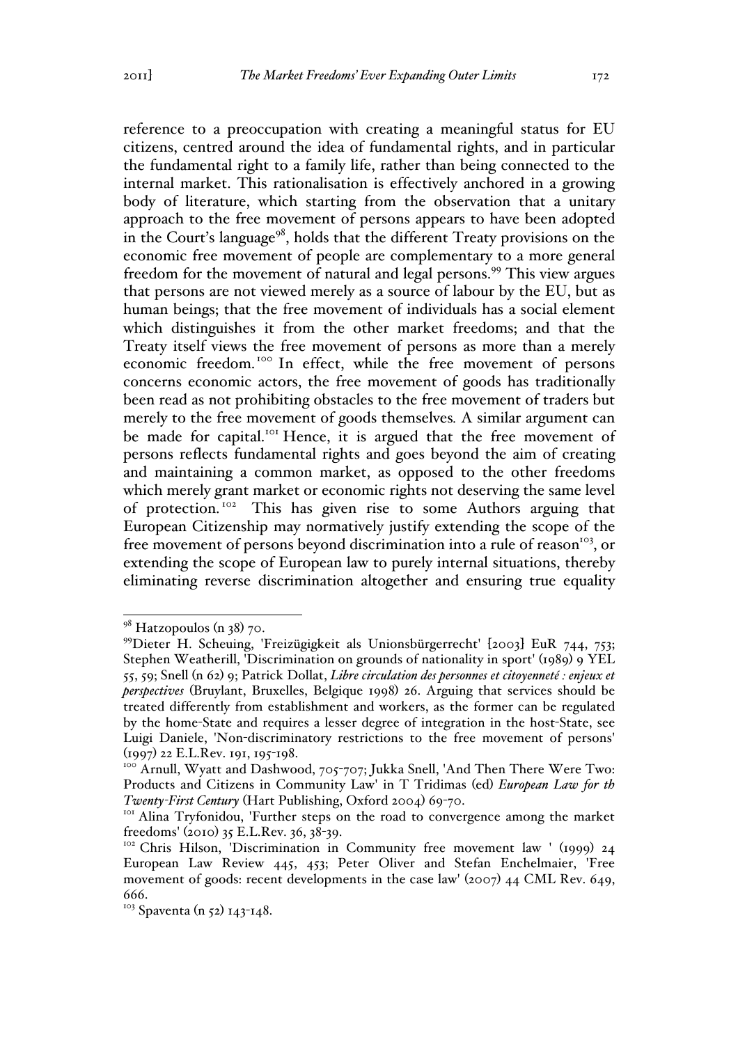reference to a preoccupation with creating a meaningful status for EU citizens, centred around the idea of fundamental rights, and in particular the fundamental right to a family life, rather than being connected to the internal market. This rationalisation is effectively anchored in a growing body of literature, which starting from the observation that a unitary approach to the free movement of persons appears to have been adopted in the Court's language[98], holds that the different Treaty provisions on the economic free movement of people are complementary to a more general freedom for the movement of natural and legal persons.[99] This view argues that persons are not viewed merely as a source of labour by the EU, but as human beings; that the free movement of individuals has a social element which distinguishes it from the other market freedoms; and that the Treaty itself views the free movement of persons as more than a merely economic freedom.[100] In effect, while the free movement of persons concerns economic actors, the free movement of goods has traditionally been read as not prohibiting obstacles to the free movement of traders but merely to the free movement of goods themselves. A similar argument can be made for capital.[101] Hence, it is argued that the free movement of persons reflects fundamental rights and goes beyond the aim of creating and maintaining a common market, as opposed to the other freedoms which merely grant market or economic rights not deserving the same level of protection.[102] This has given rise to some Authors arguing that European Citizenship may normatively justify extending the scope of the free movement of persons beyond discrimination into a rule of reason[103], or extending the scope of European law to purely internal situations, thereby eliminating reverse discrimination altogether and ensuring true equality

---

[98] Hatzopoulos (n 38) 70.

[99] Dieter H. Scheuing, 'Freizügigkeit als Unionsbürgerrecht' [2003] EuR 744, 753; Stephen Weatherill, 'Discrimination on grounds of nationality in sport' (1989) 9 YEL 55, 59; Snell (n 62) 9; Patrick Dollat, *Libre circulation des personnes et citoyenneté : enjeux et perspectives* (Bruylant, Bruxelles, Belgique 1998) 26. Arguing that services should be treated differently from establishment and workers, as the former can be regulated by the home-State and requires a lesser degree of integration in the host-State, see Luigi Daniele, 'Non-discriminatory restrictions to the free movement of persons' (1997) 22 E.L.Rev. 191, 195-198.

[100] Arnull, Wyatt and Dashwood, 705-707; Jukka Snell, 'And Then There Were Two: Products and Citizens in Community Law' in T Tridimas (ed) *European Law for th Twenty-First Century* (Hart Publishing, Oxford 2004) 69-70.

[101] Alina Tryfonidou, 'Further steps on the road to convergence among the market freedoms' (2010) 35 E.L.Rev. 36, 38-39.

[102] Chris Hilson, 'Discrimination in Community free movement law ' (1999) 24 European Law Review 445, 453; Peter Oliver and Stefan Enchelmaier, 'Free movement of goods: recent developments in the case law' (2007) 44 CML Rev. 649, 666.

[103] Spaventa (n 52) 143-148.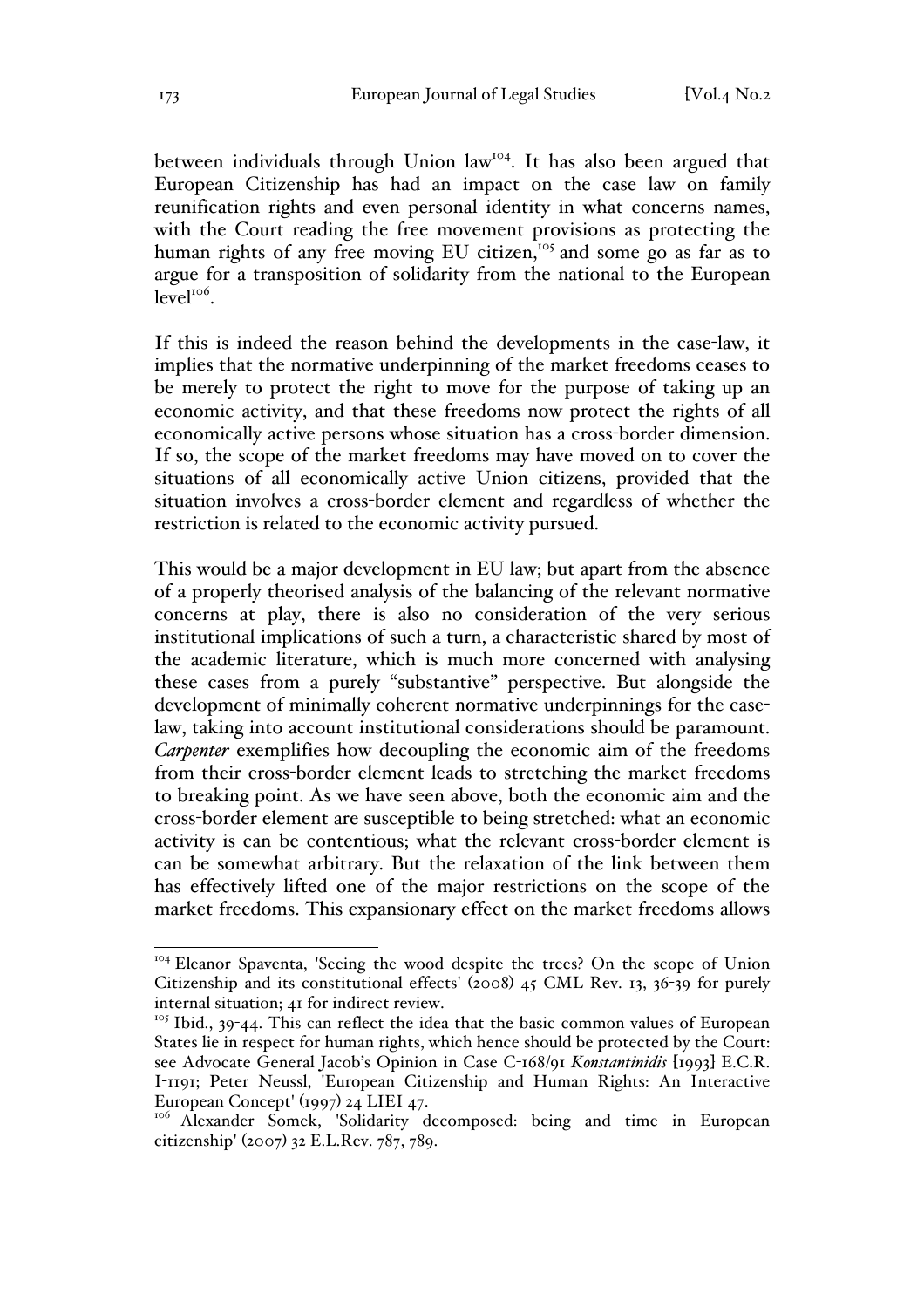between individuals through Union law[104]. It has also been argued that European Citizenship has had an impact on the case law on family reunification rights and even personal identity in what concerns names, with the Court reading the free movement provisions as protecting the human rights of any free moving EU citizen,[105] and some go as far as to argue for a transposition of solidarity from the national to the European level[106].

If this is indeed the reason behind the developments in the case-law, it implies that the normative underpinning of the market freedoms ceases to be merely to protect the right to move for the purpose of taking up an economic activity, and that these freedoms now protect the rights of all economically active persons whose situation has a cross-border dimension. If so, the scope of the market freedoms may have moved on to cover the situations of all economically active Union citizens, provided that the situation involves a cross-border element and regardless of whether the restriction is related to the economic activity pursued.

This would be a major development in EU law; but apart from the absence of a properly theorised analysis of the balancing of the relevant normative concerns at play, there is also no consideration of the very serious institutional implications of such a turn, a characteristic shared by most of the academic literature, which is much more concerned with analysing these cases from a purely "substantive" perspective. But alongside the development of minimally coherent normative underpinnings for the case-law, taking into account institutional considerations should be paramount. *Carpenter* exemplifies how decoupling the economic aim of the freedoms from their cross-border element leads to stretching the market freedoms to breaking point. As we have seen above, both the economic aim and the cross-border element are susceptible to being stretched: what an economic activity is can be contentious; what the relevant cross-border element is can be somewhat arbitrary. But the relaxation of the link between them has effectively lifted one of the major restrictions on the scope of the market freedoms. This expansionary effect on the market freedoms allows

---

[104] Eleanor Spaventa, 'Seeing the wood despite the trees? On the scope of Union Citizenship and its constitutional effects' (2008) 45 CML Rev. 13, 36-39 for purely internal situation; 41 for indirect review.

[105] Ibid., 39-44. This can reflect the idea that the basic common values of European States lie in respect for human rights, which hence should be protected by the Court: see Advocate General Jacob's Opinion in Case C-168/91 *Konstantinidis* [1993] E.C.R. I-1191; Peter Neussl, 'European Citizenship and Human Rights: An Interactive European Concept' (1997) 24 LIEI 47.

[106] Alexander Somek, 'Solidarity decomposed: being and time in European citizenship' (2007) 32 E.L.Rev. 787, 789.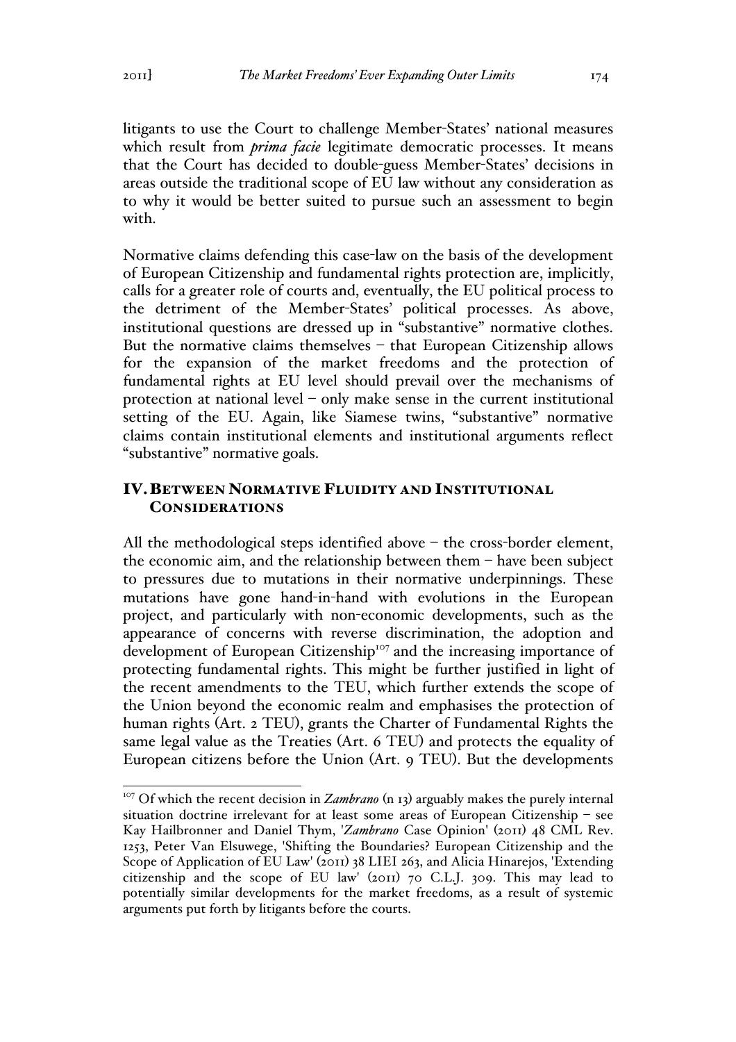litigants to use the Court to challenge Member-States' national measures which result from *prima facie* legitimate democratic processes. It means that the Court has decided to double-guess Member-States' decisions in areas outside the traditional scope of EU law without any consideration as to why it would be better suited to pursue such an assessment to begin with.

Normative claims defending this case-law on the basis of the development of European Citizenship and fundamental rights protection are, implicitly, calls for a greater role of courts and, eventually, the EU political process to the detriment of the Member-States' political processes. As above, institutional questions are dressed up in "substantive" normative clothes. But the normative claims themselves – that European Citizenship allows for the expansion of the market freedoms and the protection of fundamental rights at EU level should prevail over the mechanisms of protection at national level – only make sense in the current institutional setting of the EU. Again, like Siamese twins, "substantive" normative claims contain institutional elements and institutional arguments reflect "substantive" normative goals.

## IV. Between Normative Fluidity and Institutional Considerations

All the methodological steps identified above – the cross-border element, the economic aim, and the relationship between them – have been subject to pressures due to mutations in their normative underpinnings. These mutations have gone hand-in-hand with evolutions in the European project, and particularly with non-economic developments, such as the appearance of concerns with reverse discrimination, the adoption and development of European Citizenship[107] and the increasing importance of protecting fundamental rights. This might be further justified in light of the recent amendments to the TEU, which further extends the scope of the Union beyond the economic realm and emphasises the protection of human rights (Art. 2 TEU), grants the Charter of Fundamental Rights the same legal value as the Treaties (Art. 6 TEU) and protects the equality of European citizens before the Union (Art. 9 TEU). But the developments

---

[107] Of which the recent decision in *Zambrano* (n 13) arguably makes the purely internal situation doctrine irrelevant for at least some areas of European Citizenship – see Kay Hailbronner and Daniel Thym, '*Zambrano* Case Opinion' (2011) 48 CML Rev. 1253, Peter Van Elsuwege, 'Shifting the Boundaries? European Citizenship and the Scope of Application of EU Law' (2011) 38 LIEI 263, and Alicia Hinarejos, 'Extending citizenship and the scope of EU law' (2011) 70 C.L.J. 309. This may lead to potentially similar developments for the market freedoms, as a result of systemic arguments put forth by litigants before the courts.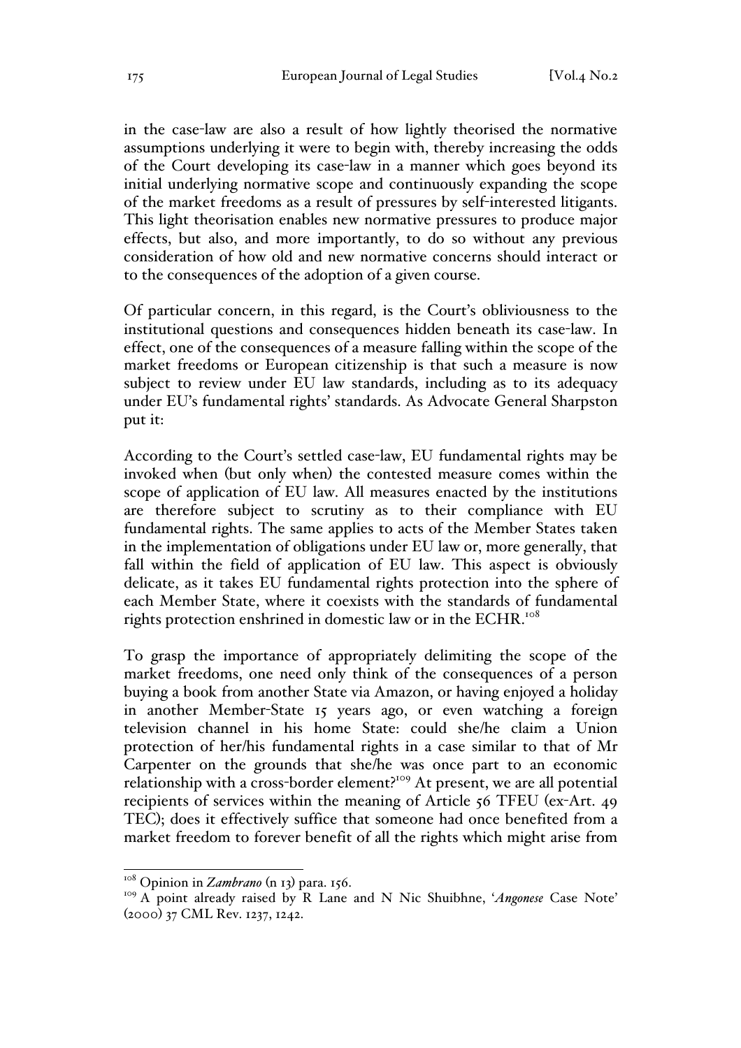in the case-law are also a result of how lightly theorised the normative assumptions underlying it were to begin with, thereby increasing the odds of the Court developing its case-law in a manner which goes beyond its initial underlying normative scope and continuously expanding the scope of the market freedoms as a result of pressures by self-interested litigants. This light theorisation enables new normative pressures to produce major effects, but also, and more importantly, to do so without any previous consideration of how old and new normative concerns should interact or to the consequences of the adoption of a given course.

Of particular concern, in this regard, is the Court's obliviousness to the institutional questions and consequences hidden beneath its case-law. In effect, one of the consequences of a measure falling within the scope of the market freedoms or European citizenship is that such a measure is now subject to review under EU law standards, including as to its adequacy under EU's fundamental rights' standards. As Advocate General Sharpston put it:

According to the Court's settled case-law, EU fundamental rights may be invoked when (but only when) the contested measure comes within the scope of application of EU law. All measures enacted by the institutions are therefore subject to scrutiny as to their compliance with EU fundamental rights. The same applies to acts of the Member States taken in the implementation of obligations under EU law or, more generally, that fall within the field of application of EU law. This aspect is obviously delicate, as it takes EU fundamental rights protection into the sphere of each Member State, where it coexists with the standards of fundamental rights protection enshrined in domestic law or in the ECHR.[108]

To grasp the importance of appropriately delimiting the scope of the market freedoms, one need only think of the consequences of a person buying a book from another State via Amazon, or having enjoyed a holiday in another Member-State 15 years ago, or even watching a foreign television channel in his home State: could she/he claim a Union protection of her/his fundamental rights in a case similar to that of Mr Carpenter on the grounds that she/he was once part to an economic relationship with a cross-border element?[109] At present, we are all potential recipients of services within the meaning of Article 56 TFEU (ex-Art. 49 TEC); does it effectively suffice that someone had once benefited from a market freedom to forever benefit of all the rights which might arise from

---

[108] Opinion in *Zambrano* (n 13) para. 156.

[109] A point already raised by R Lane and N Nic Shuibhne, '*Angonese* Case Note' (2000) 37 CML Rev. 1237, 1242.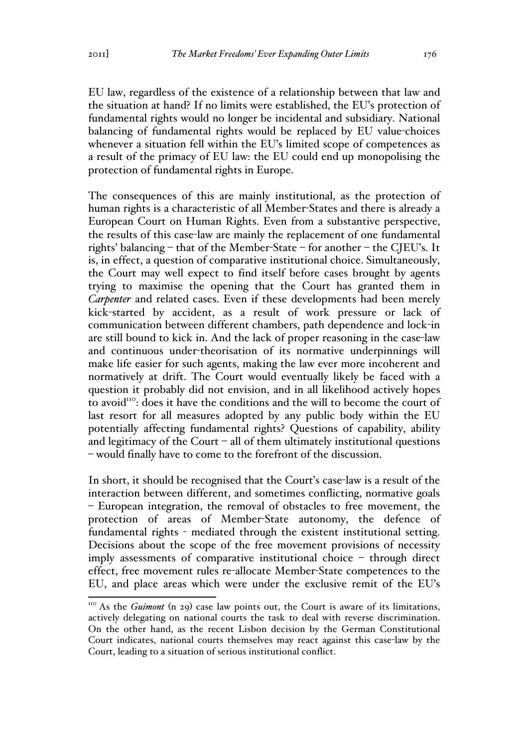EU law, regardless of the existence of a relationship between that law and the situation at hand? If no limits were established, the EU's protection of fundamental rights would no longer be incidental and subsidiary. National balancing of fundamental rights would be replaced by EU value-choices whenever a situation fell within the EU's limited scope of competences as a result of the primacy of EU law: the EU could end up monopolising the protection of fundamental rights in Europe.

The consequences of this are mainly institutional, as the protection of human rights is a characteristic of all Member-States and there is already a European Court on Human Rights. Even from a substantive perspective, the results of this case-law are mainly the replacement of one fundamental rights' balancing – that of the Member-State – for another – the CJEU's. It is, in effect, a question of comparative institutional choice. Simultaneously, the Court may well expect to find itself before cases brought by agents trying to maximise the opening that the Court has granted them in *Carpenter* and related cases. Even if these developments had been merely kick-started by accident, as a result of work pressure or lack of communication between different chambers, path dependence and lock-in are still bound to kick in. And the lack of proper reasoning in the case-law and continuous under-theorisation of its normative underpinnings will make life easier for such agents, making the law ever more incoherent and normatively at drift. The Court would eventually likely be faced with a question it probably did not envision, and in all likelihood actively hopes to avoid[110]: does it have the conditions and the will to become the court of last resort for all measures adopted by any public body within the EU potentially affecting fundamental rights? Questions of capability, ability and legitimacy of the Court – all of them ultimately institutional questions – would finally have to come to the forefront of the discussion.

In short, it should be recognised that the Court's case-law is a result of the interaction between different, and sometimes conflicting, normative goals – European integration, the removal of obstacles to free movement, the protection of areas of Member-State autonomy, the defence of fundamental rights - mediated through the existent institutional setting. Decisions about the scope of the free movement provisions of necessity imply assessments of comparative institutional choice – through direct effect, free movement rules re-allocate Member-State competences to the EU, and place areas which were under the exclusive remit of the EU's

[110] As the *Guimont* (n 29) case law points out, the Court is aware of its limitations, actively delegating on national courts the task to deal with reverse discrimination. On the other hand, as the recent Lisbon decision by the German Constitutional Court indicates, national courts themselves may react against this case-law by the Court, leading to a situation of serious institutional conflict.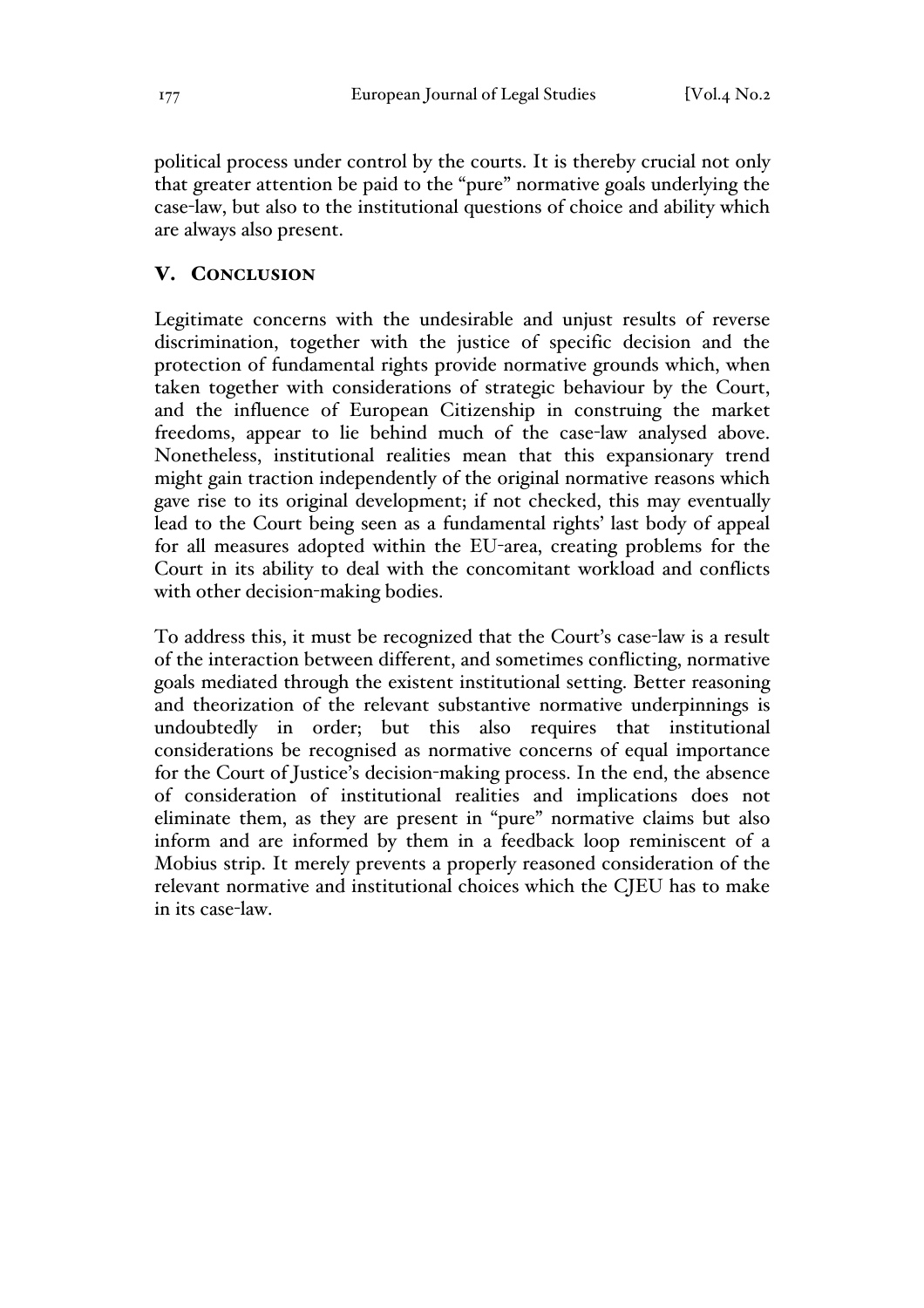political process under control by the courts. It is thereby crucial not only that greater attention be paid to the "pure" normative goals underlying the case-law, but also to the institutional questions of choice and ability which are always also present.

## V. CONCLUSION

Legitimate concerns with the undesirable and unjust results of reverse discrimination, together with the justice of specific decision and the protection of fundamental rights provide normative grounds which, when taken together with considerations of strategic behaviour by the Court, and the influence of European Citizenship in construing the market freedoms, appear to lie behind much of the case-law analysed above. Nonetheless, institutional realities mean that this expansionary trend might gain traction independently of the original normative reasons which gave rise to its original development; if not checked, this may eventually lead to the Court being seen as a fundamental rights' last body of appeal for all measures adopted within the EU-area, creating problems for the Court in its ability to deal with the concomitant workload and conflicts with other decision-making bodies.

To address this, it must be recognized that the Court's case-law is a result of the interaction between different, and sometimes conflicting, normative goals mediated through the existent institutional setting. Better reasoning and theorization of the relevant substantive normative underpinnings is undoubtedly in order; but this also requires that institutional considerations be recognised as normative concerns of equal importance for the Court of Justice's decision-making process. In the end, the absence of consideration of institutional realities and implications does not eliminate them, as they are present in "pure" normative claims but also inform and are informed by them in a feedback loop reminiscent of a Mobius strip. It merely prevents a properly reasoned consideration of the relevant normative and institutional choices which the CJEU has to make in its case-law.